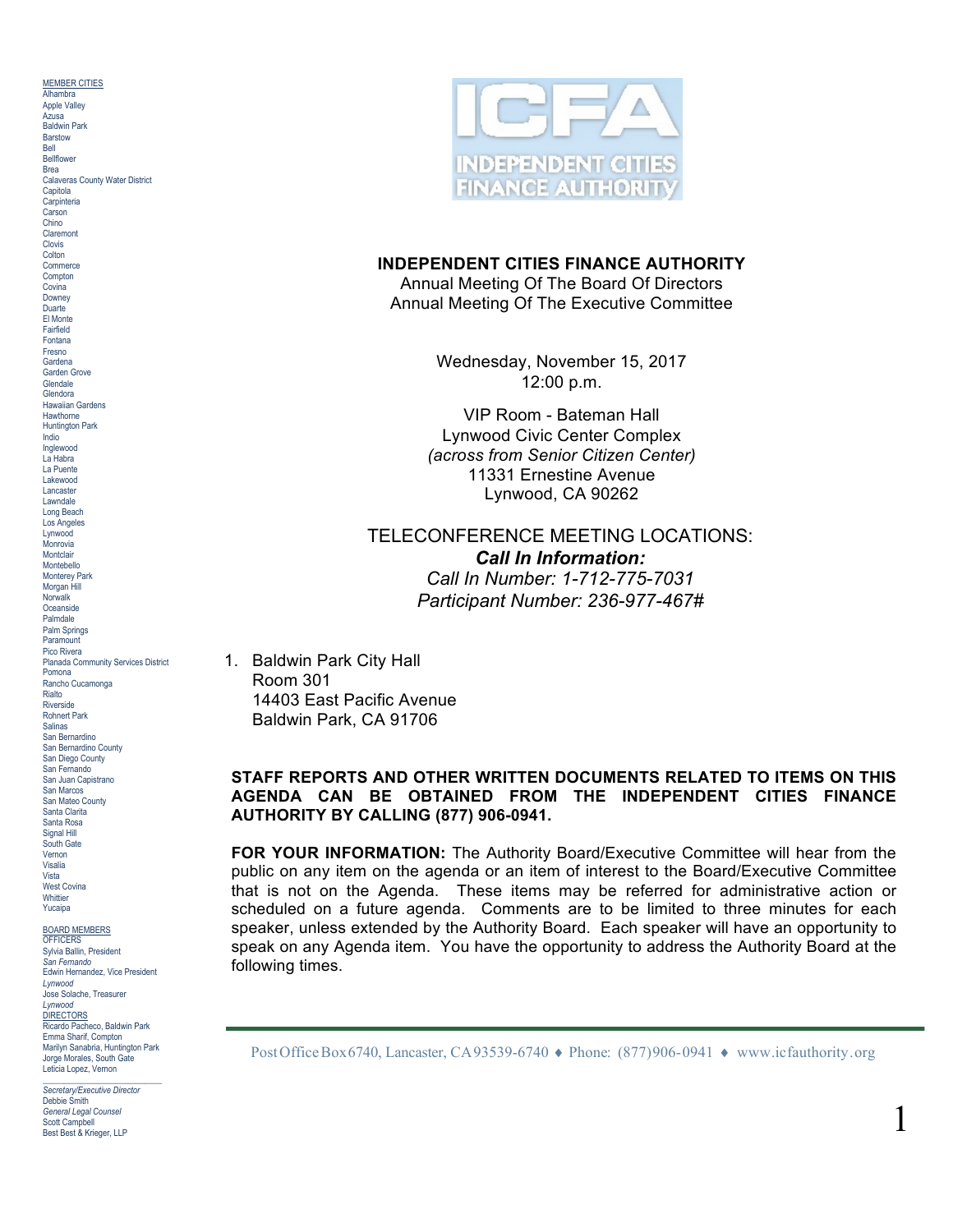# INDEPENDENT CITIES FINANCE AUTHORITY

Annual Meeting Of The Board Of Directors
Annual Meeting Of The Executive Committee

Wednesday, November 15, 2017
12:00 p.m.

VIP Room - Bateman Hall
Lynwood Civic Center Complex
*(across from Senior Citizen Center)*
11331 Ernestine Avenue
Lynwood, CA 90262

TELECONFERENCE MEETING LOCATIONS:
***Call In Information:***
*Call In Number: 1-712-775-7031*
*Participant Number: 236-977-467#*

1. Baldwin Park City Hall
   Room 301
   14403 East Pacific Avenue
   Baldwin Park, CA 91706

**STAFF REPORTS AND OTHER WRITTEN DOCUMENTS RELATED TO ITEMS ON THIS AGENDA CAN BE OBTAINED FROM THE INDEPENDENT CITIES FINANCE AUTHORITY BY CALLING (877) 906-0941.**

**FOR YOUR INFORMATION:** The Authority Board/Executive Committee will hear from the public on any item on the agenda or an item of interest to the Board/Executive Committee that is not on the Agenda. These items may be referred for administrative action or scheduled on a future agenda. Comments are to be limited to three minutes for each speaker, unless extended by the Authority Board. Each speaker will have an opportunity to speak on any Agenda item. You have the opportunity to address the Authority Board at the following times.

MEMBER CITIES
Alhambra
Apple Valley
Azusa
Baldwin Park
Barstow
Bell
Bellflower
Brea
Calaveras County Water District
Capitola
Carpinteria
Carson
Chino
Claremont
Clovis
Colton
Commerce
Compton
Covina
Downey
Duarte
El Monte
Fairfield
Fontana
Fresno
Gardena
Garden Grove
Glendale
Glendora
Hawaiian Gardens
Hawthorne
Huntington Park
Indio
Inglewood
La Habra
La Puente
Lakewood
Lancaster
Lawndale
Long Beach
Los Angeles
Lynwood
Monrovia
Montclair
Montebello
Monterey Park
Morgan Hill
Norwalk
Oceanside
Palmdale
Palm Springs
Paramount
Pico Rivera
Planada Community Services District
Pomona
Rancho Cucamonga
Rialto
Riverside
Rohnert Park
Salinas
San Bernardino
San Bernardino County
San Diego County
San Fernando
San Juan Capistrano
San Marcos
San Mateo County
Santa Clarita
Santa Rosa
Signal Hill
South Gate
Vernon
Visalia
Vista
West Covina
Whittier
Yucaipa

BOARD MEMBERS
OFFICERS
Sylvia Ballin, President
*San Fernando*
Edwin Hernandez, Vice President
*Lynwood*
Jose Solache, Treasurer
*Lynwood*
DIRECTORS
Ricardo Pacheco, Baldwin Park
Emma Sharif, Compton
Marilyn Sanabria, Huntington Park
Jorge Morales, South Gate
Leticia Lopez, Vernon

*Secretary/Executive Director*
Debbie Smith
*General Legal Counsel*
Scott Campbell
Best Best & Krieger, LLP

Post Office Box 6740, Lancaster, CA 93539-6740 ♦ Phone: (877) 906-0941 ♦ www.icfauthority.org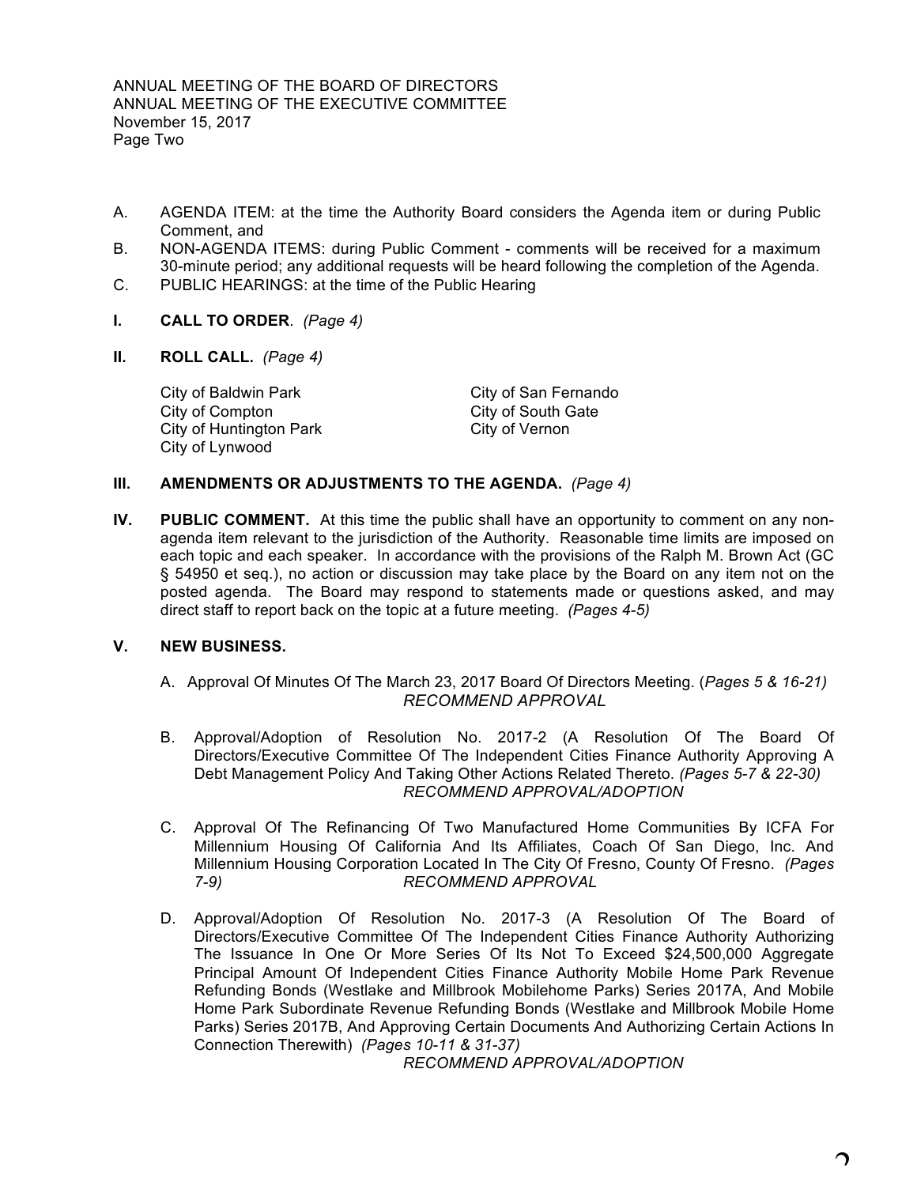A. AGENDA ITEM: at the time the Authority Board considers the Agenda item or during Public Comment, and
B. NON-AGENDA ITEMS: during Public Comment - comments will be received for a maximum 30-minute period; any additional requests will be heard following the completion of the Agenda.
C. PUBLIC HEARINGS: at the time of the Public Hearing

**I. CALL TO ORDER**. *(Page 4)*

**II. ROLL CALL.** *(Page 4)*

City of Baldwin Park
City of Compton
City of Huntington Park
City of Lynwood
City of San Fernando
City of South Gate
City of Vernon

**III. AMENDMENTS OR ADJUSTMENTS TO THE AGENDA.** *(Page 4)*

**IV. PUBLIC COMMENT.** At this time the public shall have an opportunity to comment on any non-agenda item relevant to the jurisdiction of the Authority. Reasonable time limits are imposed on each topic and each speaker. In accordance with the provisions of the Ralph M. Brown Act (GC § 54950 et seq.), no action or discussion may take place by the Board on any item not on the posted agenda. The Board may respond to statements made or questions asked, and may direct staff to report back on the topic at a future meeting. *(Pages 4-5)*

**V. NEW BUSINESS.**

A. Approval Of Minutes Of The March 23, 2017 Board Of Directors Meeting. (*Pages 5 & 16-21)*
*RECOMMEND APPROVAL*

B. Approval/Adoption of Resolution No. 2017-2 (A Resolution Of The Board Of Directors/Executive Committee Of The Independent Cities Finance Authority Approving A Debt Management Policy And Taking Other Actions Related Thereto. *(Pages 5-7 & 22-30)*
*RECOMMEND APPROVAL/ADOPTION*

C. Approval Of The Refinancing Of Two Manufactured Home Communities By ICFA For Millennium Housing Of California And Its Affiliates, Coach Of San Diego, Inc. And Millennium Housing Corporation Located In The City Of Fresno, County Of Fresno. *(Pages 7-9)* *RECOMMEND APPROVAL*

D. Approval/Adoption Of Resolution No. 2017-3 (A Resolution Of The Board of Directors/Executive Committee Of The Independent Cities Finance Authority Authorizing The Issuance In One Or More Series Of Its Not To Exceed $24,500,000 Aggregate Principal Amount Of Independent Cities Finance Authority Mobile Home Park Revenue Refunding Bonds (Westlake and Millbrook Mobilehome Parks) Series 2017A, And Mobile Home Park Subordinate Revenue Refunding Bonds (Westlake and Millbrook Mobile Home Parks) Series 2017B, And Approving Certain Documents And Authorizing Certain Actions In Connection Therewith) *(Pages 10-11 & 31-37)*
*RECOMMEND APPROVAL/ADOPTION*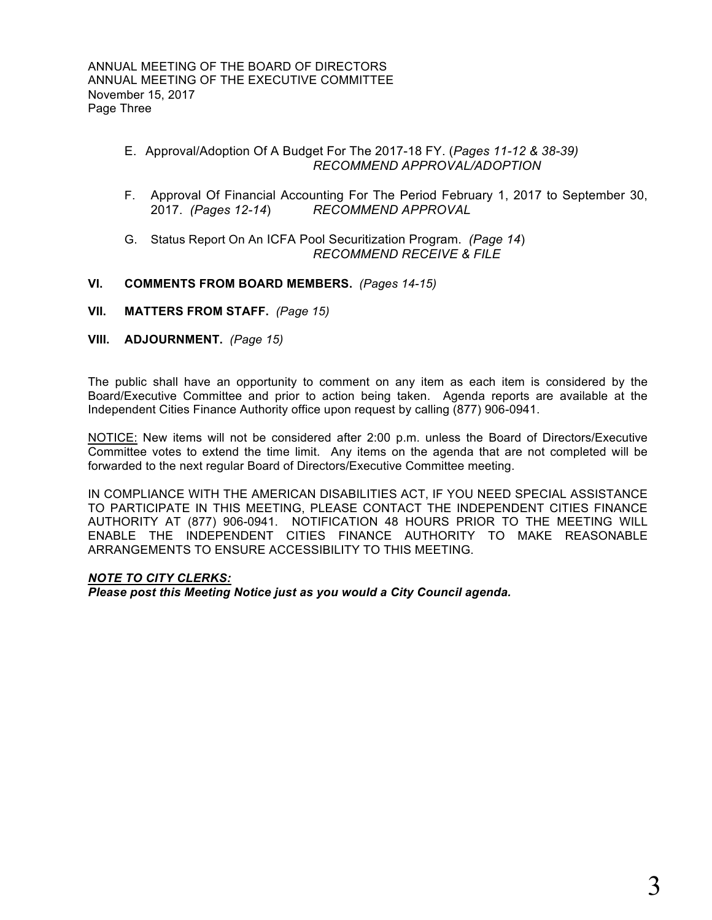E. Approval/Adoption Of A Budget For The 2017-18 FY. (*Pages 11-12 & 38-39)*
*RECOMMEND APPROVAL/ADOPTION*

F. Approval Of Financial Accounting For The Period February 1, 2017 to September 30, 2017. *(Pages 12-14*) *RECOMMEND APPROVAL*

G. Status Report On An ICFA Pool Securitization Program. *(Page 14*)
*RECOMMEND RECEIVE & FILE*

**VI. COMMENTS FROM BOARD MEMBERS.** *(Pages 14-15)*

**VII. MATTERS FROM STAFF.** *(Page 15)*

**VIII. ADJOURNMENT.** *(Page 15)*

The public shall have an opportunity to comment on any item as each item is considered by the Board/Executive Committee and prior to action being taken. Agenda reports are available at the Independent Cities Finance Authority office upon request by calling (877) 906-0941.

NOTICE: New items will not be considered after 2:00 p.m. unless the Board of Directors/Executive Committee votes to extend the time limit. Any items on the agenda that are not completed will be forwarded to the next regular Board of Directors/Executive Committee meeting.

IN COMPLIANCE WITH THE AMERICAN DISABILITIES ACT, IF YOU NEED SPECIAL ASSISTANCE TO PARTICIPATE IN THIS MEETING, PLEASE CONTACT THE INDEPENDENT CITIES FINANCE AUTHORITY AT (877) 906-0941. NOTIFICATION 48 HOURS PRIOR TO THE MEETING WILL ENABLE THE INDEPENDENT CITIES FINANCE AUTHORITY TO MAKE REASONABLE ARRANGEMENTS TO ENSURE ACCESSIBILITY TO THIS MEETING.

***NOTE TO CITY CLERKS:***
***Please post this Meeting Notice just as you would a City Council agenda.***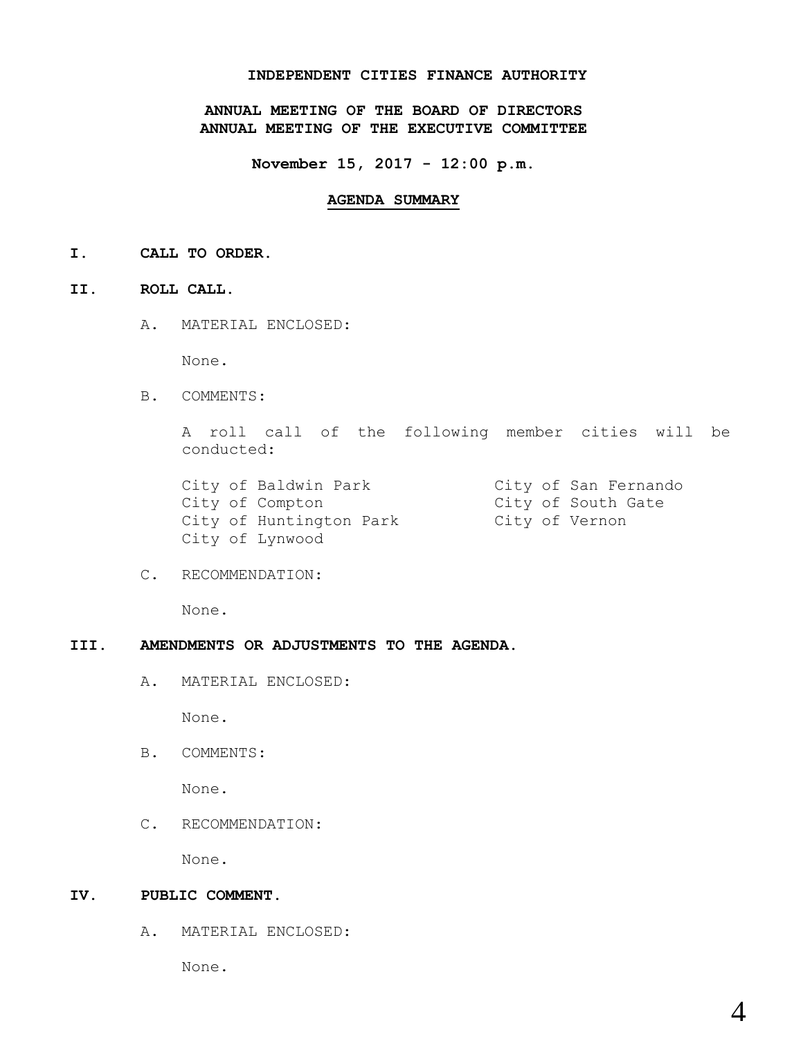**INDEPENDENT CITIES FINANCE AUTHORITY**

**ANNUAL MEETING OF THE BOARD OF DIRECTORS**
**ANNUAL MEETING OF THE EXECUTIVE COMMITTEE**

**November 15, 2017 - 12:00 p.m.**

**AGENDA SUMMARY**

**I. CALL TO ORDER.**

**II. ROLL CALL.**

A. MATERIAL ENCLOSED:

None.

B. COMMENTS:

A roll call of the following member cities will be conducted:

- City of Baldwin Park
- City of Compton
- City of Huntington Park
- City of Lynwood
- City of San Fernando
- City of South Gate
- City of Vernon

C. RECOMMENDATION:

None.

**III. AMENDMENTS OR ADJUSTMENTS TO THE AGENDA.**

A. MATERIAL ENCLOSED:

None.

B. COMMENTS:

None.

C. RECOMMENDATION:

None.

**IV. PUBLIC COMMENT.**

A. MATERIAL ENCLOSED:

None.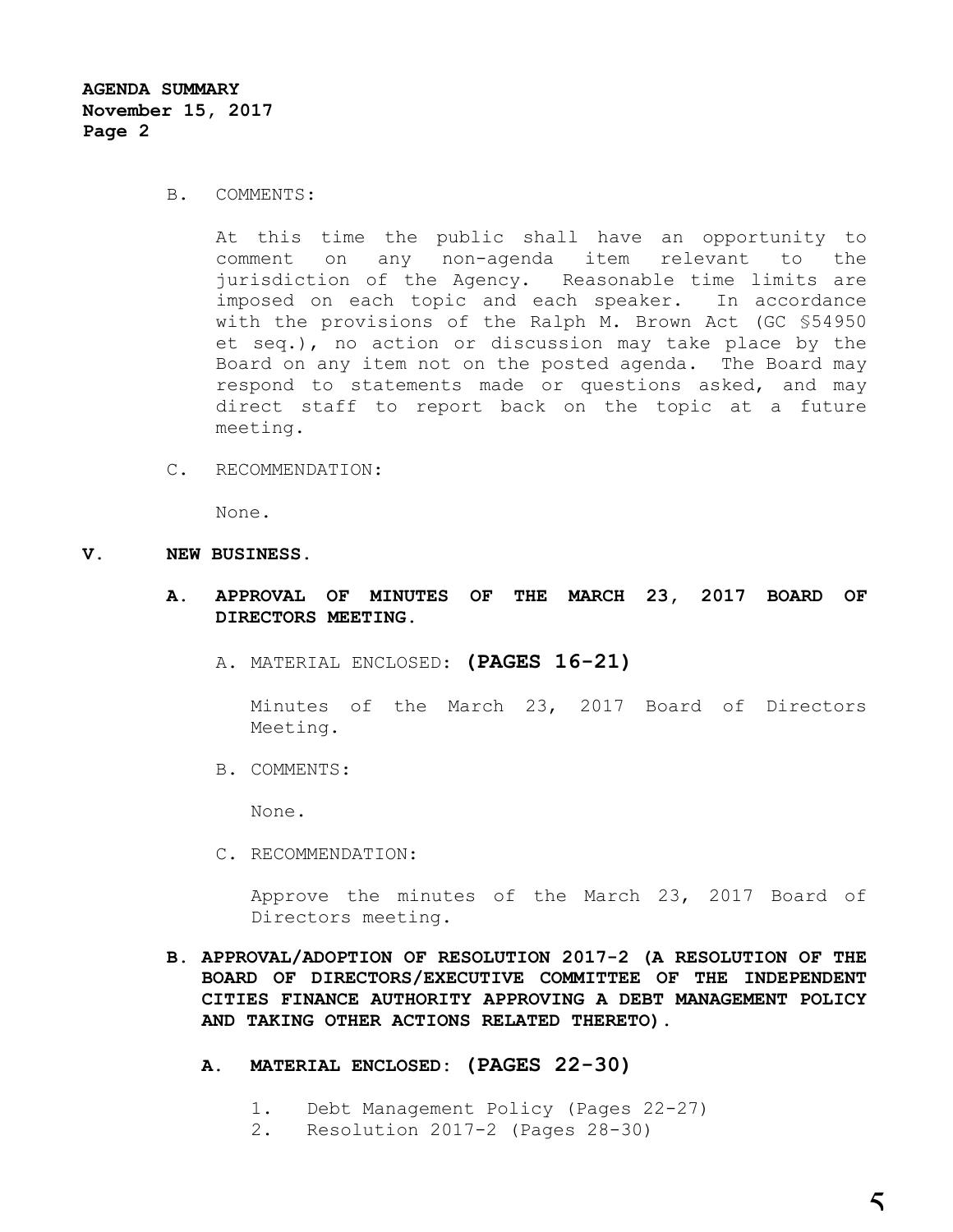B. COMMENTS:

At this time the public shall have an opportunity to comment on any non-agenda item relevant to the jurisdiction of the Agency. Reasonable time limits are imposed on each topic and each speaker. In accordance with the provisions of the Ralph M. Brown Act (GC §54950 et seq.), no action or discussion may take place by the Board on any item not on the posted agenda. The Board may respond to statements made or questions asked, and may direct staff to report back on the topic at a future meeting.

C. RECOMMENDATION:

None.

**V. NEW BUSINESS.**

**A. APPROVAL OF MINUTES OF THE MARCH 23, 2017 BOARD OF DIRECTORS MEETING.**

A. MATERIAL ENCLOSED: **(PAGES 16-21)**

Minutes of the March 23, 2017 Board of Directors Meeting.

B. COMMENTS:

None.

C. RECOMMENDATION:

Approve the minutes of the March 23, 2017 Board of Directors meeting.

**B. APPROVAL/ADOPTION OF RESOLUTION 2017-2 (A RESOLUTION OF THE BOARD OF DIRECTORS/EXECUTIVE COMMITTEE OF THE INDEPENDENT CITIES FINANCE AUTHORITY APPROVING A DEBT MANAGEMENT POLICY AND TAKING OTHER ACTIONS RELATED THERETO).**

**A. MATERIAL ENCLOSED: (PAGES 22-30)**

1. Debt Management Policy (Pages 22-27)
2. Resolution 2017-2 (Pages 28-30)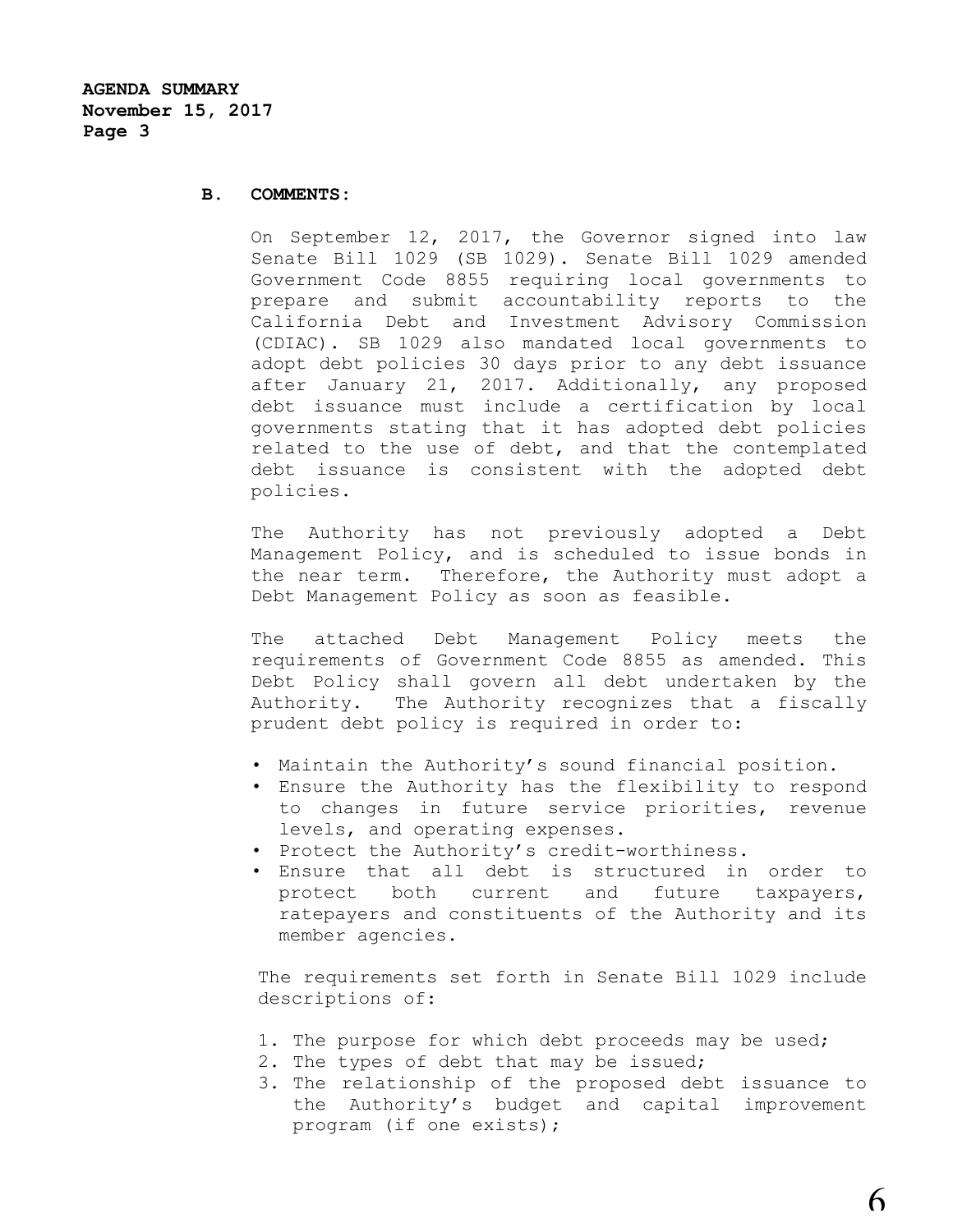**B. COMMENTS:**

On September 12, 2017, the Governor signed into law Senate Bill 1029 (SB 1029). Senate Bill 1029 amended Government Code 8855 requiring local governments to prepare and submit accountability reports to the California Debt and Investment Advisory Commission (CDIAC). SB 1029 also mandated local governments to adopt debt policies 30 days prior to any debt issuance after January 21, 2017. Additionally, any proposed debt issuance must include a certification by local governments stating that it has adopted debt policies related to the use of debt, and that the contemplated debt issuance is consistent with the adopted debt policies.

The Authority has not previously adopted a Debt Management Policy, and is scheduled to issue bonds in the near term. Therefore, the Authority must adopt a Debt Management Policy as soon as feasible.

The attached Debt Management Policy meets the requirements of Government Code 8855 as amended. This Debt Policy shall govern all debt undertaken by the Authority. The Authority recognizes that a fiscally prudent debt policy is required in order to:

- Maintain the Authority's sound financial position.
- Ensure the Authority has the flexibility to respond to changes in future service priorities, revenue levels, and operating expenses.
- Protect the Authority's credit-worthiness.
- Ensure that all debt is structured in order to protect both current and future taxpayers, ratepayers and constituents of the Authority and its member agencies.

The requirements set forth in Senate Bill 1029 include descriptions of:

1. The purpose for which debt proceeds may be used;
2. The types of debt that may be issued;
3. The relationship of the proposed debt issuance to the Authority's budget and capital improvement program (if one exists);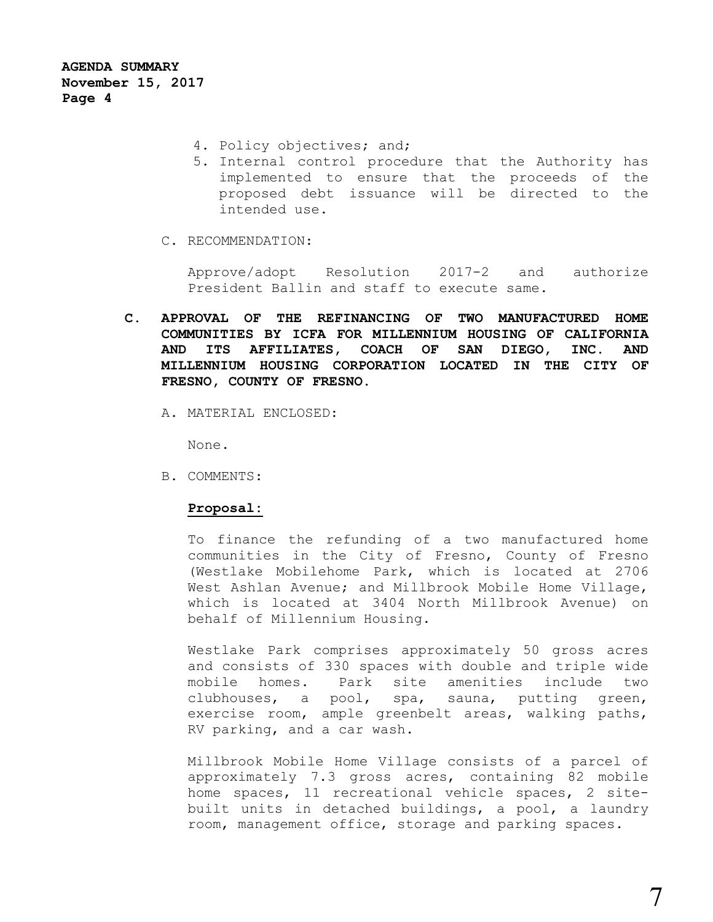4. Policy objectives; and;
5. Internal control procedure that the Authority has implemented to ensure that the proceeds of the proposed debt issuance will be directed to the intended use.

C. RECOMMENDATION:

Approve/adopt Resolution 2017-2 and authorize President Ballin and staff to execute same.

**C. APPROVAL OF THE REFINANCING OF TWO MANUFACTURED HOME COMMUNITIES BY ICFA FOR MILLENNIUM HOUSING OF CALIFORNIA AND ITS AFFILIATES, COACH OF SAN DIEGO, INC. AND MILLENNIUM HOUSING CORPORATION LOCATED IN THE CITY OF FRESNO, COUNTY OF FRESNO.**

A. MATERIAL ENCLOSED:

None.

B. COMMENTS:

**Proposal:**

To finance the refunding of a two manufactured home communities in the City of Fresno, County of Fresno (Westlake Mobilehome Park, which is located at 2706 West Ashlan Avenue; and Millbrook Mobile Home Village, which is located at 3404 North Millbrook Avenue) on behalf of Millennium Housing.

Westlake Park comprises approximately 50 gross acres and consists of 330 spaces with double and triple wide mobile homes. Park site amenities include two clubhouses, a pool, spa, sauna, putting green, exercise room, ample greenbelt areas, walking paths, RV parking, and a car wash.

Millbrook Mobile Home Village consists of a parcel of approximately 7.3 gross acres, containing 82 mobile home spaces, 11 recreational vehicle spaces, 2 site-built units in detached buildings, a pool, a laundry room, management office, storage and parking spaces.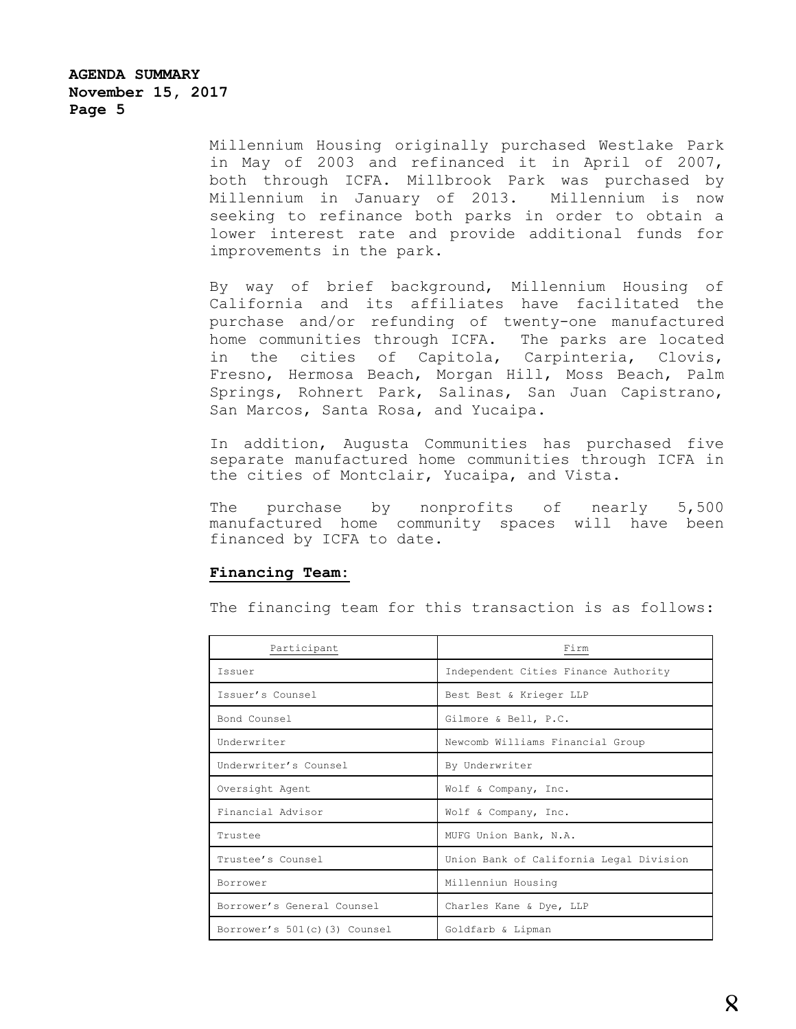Millennium Housing originally purchased Westlake Park in May of 2003 and refinanced it in April of 2007, both through ICFA. Millbrook Park was purchased by Millennium in January of 2013. Millennium is now seeking to refinance both parks in order to obtain a lower interest rate and provide additional funds for improvements in the park.

By way of brief background, Millennium Housing of California and its affiliates have facilitated the purchase and/or refunding of twenty-one manufactured home communities through ICFA. The parks are located in the cities of Capitola, Carpinteria, Clovis, Fresno, Hermosa Beach, Morgan Hill, Moss Beach, Palm Springs, Rohnert Park, Salinas, San Juan Capistrano, San Marcos, Santa Rosa, and Yucaipa.

In addition, Augusta Communities has purchased five separate manufactured home communities through ICFA in the cities of Montclair, Yucaipa, and Vista.

The purchase by nonprofits of nearly 5,500 manufactured home community spaces will have been financed by ICFA to date.

**Financing Team:**

The financing team for this transaction is as follows:

| Participant | Firm |
|---|---|
| Issuer | Independent Cities Finance Authority |
| Issuer's Counsel | Best Best & Krieger LLP |
| Bond Counsel | Gilmore & Bell, P.C. |
| Underwriter | Newcomb Williams Financial Group |
| Underwriter's Counsel | By Underwriter |
| Oversight Agent | Wolf & Company, Inc. |
| Financial Advisor | Wolf & Company, Inc. |
| Trustee | MUFG Union Bank, N.A. |
| Trustee's Counsel | Union Bank of California Legal Division |
| Borrower | Millenniun Housing |
| Borrower's General Counsel | Charles Kane & Dye, LLP |
| Borrower's 501(c)(3) Counsel | Goldfarb & Lipman |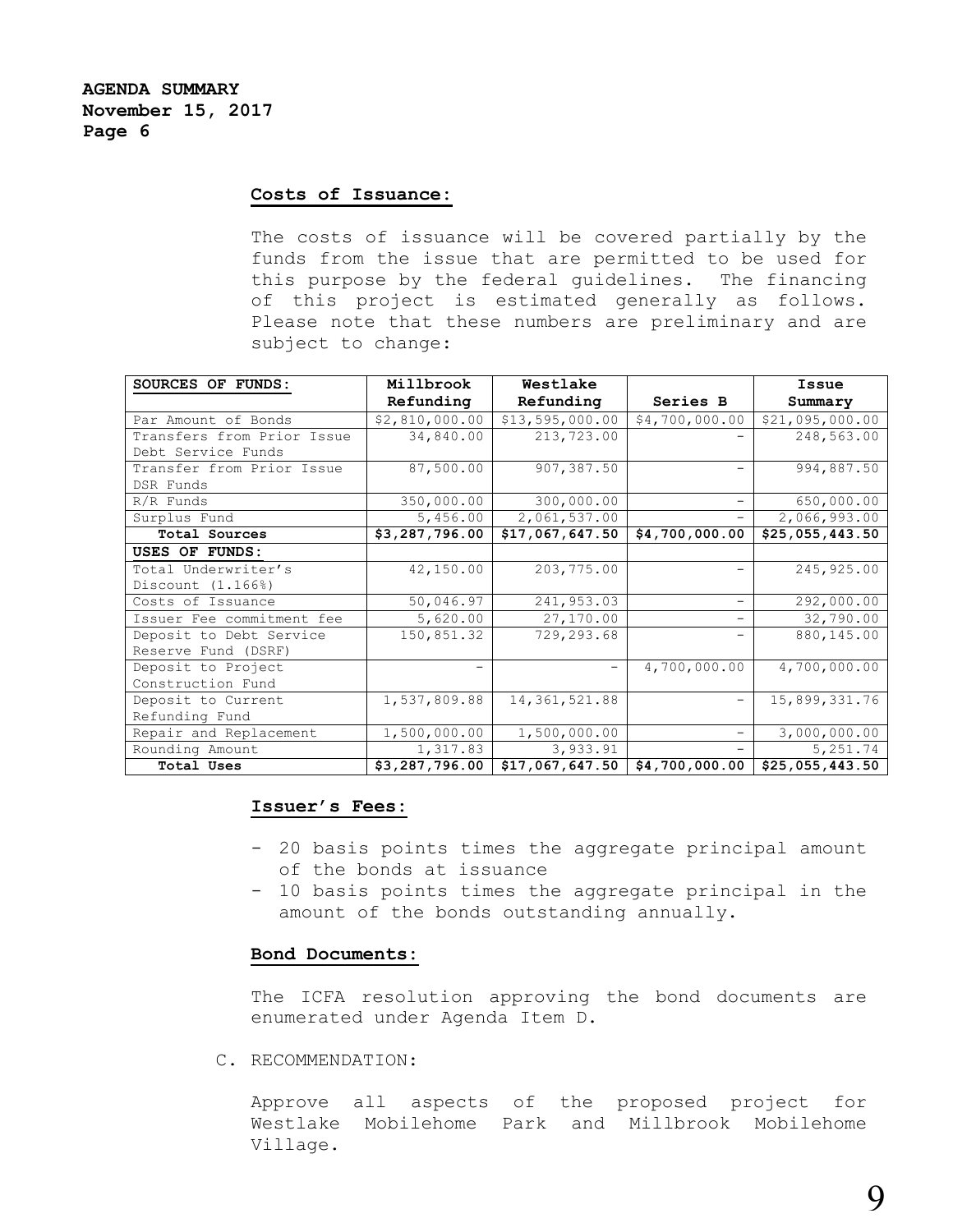**AGENDA SUMMARY**
**November 15, 2017**
**Page 6**

**Costs of Issuance:**

The costs of issuance will be covered partially by the funds from the issue that are permitted to be used for this purpose by the federal guidelines. The financing of this project is estimated generally as follows. Please note that these numbers are preliminary and are subject to change:

| SOURCES OF FUNDS: | Millbrook Refunding | Westlake Refunding | Series B | Issue Summary |
|---|---|---|---|---|
| Par Amount of Bonds | $2,810,000.00 | $13,595,000.00 | $4,700,000.00 | $21,095,000.00 |
| Transfers from Prior Issue Debt Service Funds | 34,840.00 | 213,723.00 | - | 248,563.00 |
| Transfer from Prior Issue DSR Funds | 87,500.00 | 907,387.50 | - | 994,887.50 |
| R/R Funds | 350,000.00 | 300,000.00 | - | 650,000.00 |
| Surplus Fund | 5,456.00 | 2,061,537.00 | - | 2,066,993.00 |
| **Total Sources** | **$3,287,796.00** | **$17,067,647.50** | **$4,700,000.00** | **$25,055,443.50** |
| **USES OF FUNDS:** | | | | |
| Total Underwriter's Discount (1.166%) | 42,150.00 | 203,775.00 | - | 245,925.00 |
| Costs of Issuance | 50,046.97 | 241,953.03 | - | 292,000.00 |
| Issuer Fee commitment fee | 5,620.00 | 27,170.00 | - | 32,790.00 |
| Deposit to Debt Service Reserve Fund (DSRF) | 150,851.32 | 729,293.68 | - | 880,145.00 |
| Deposit to Project Construction Fund | - | - | 4,700,000.00 | 4,700,000.00 |
| Deposit to Current Refunding Fund | 1,537,809.88 | 14,361,521.88 | - | 15,899,331.76 |
| Repair and Replacement | 1,500,000.00 | 1,500,000.00 | - | 3,000,000.00 |
| Rounding Amount | 1,317.83 | 3,933.91 | - | 5,251.74 |
| **Total Uses** | **$3,287,796.00** | **$17,067,647.50** | **$4,700,000.00** | **$25,055,443.50** |

**Issuer's Fees:**

- 20 basis points times the aggregate principal amount of the bonds at issuance
- 10 basis points times the aggregate principal in the amount of the bonds outstanding annually.

**Bond Documents:**

The ICFA resolution approving the bond documents are enumerated under Agenda Item D.

C. RECOMMENDATION:

Approve all aspects of the proposed project for Westlake Mobilehome Park and Millbrook Mobilehome Village.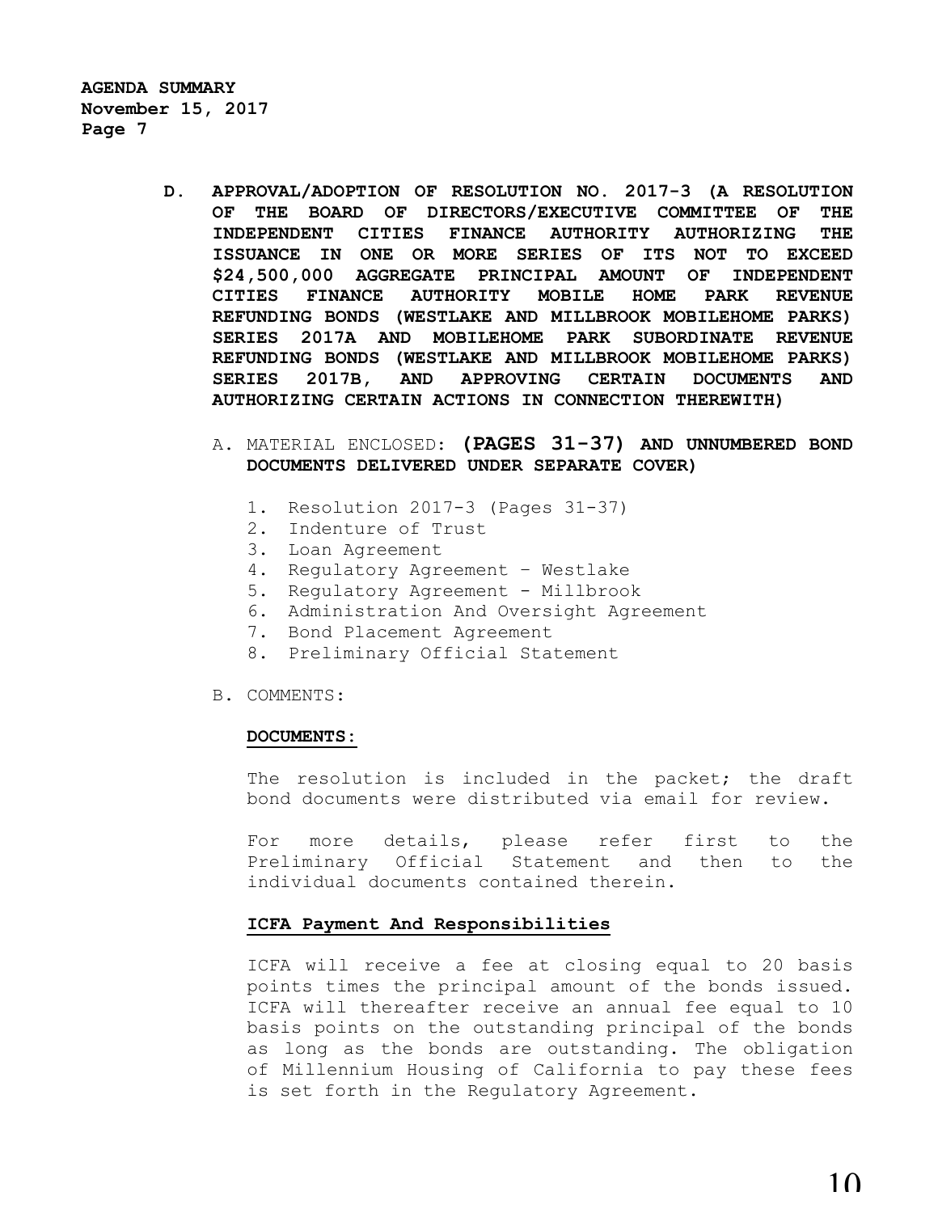**D. APPROVAL/ADOPTION OF RESOLUTION NO. 2017-3 (A RESOLUTION OF THE BOARD OF DIRECTORS/EXECUTIVE COMMITTEE OF THE INDEPENDENT CITIES FINANCE AUTHORITY AUTHORIZING THE ISSUANCE IN ONE OR MORE SERIES OF ITS NOT TO EXCEED $24,500,000 AGGREGATE PRINCIPAL AMOUNT OF INDEPENDENT CITIES FINANCE AUTHORITY MOBILE HOME PARK REVENUE REFUNDING BONDS (WESTLAKE AND MILLBROOK MOBILEHOME PARKS) SERIES 2017A AND MOBILEHOME PARK SUBORDINATE REVENUE REFUNDING BONDS (WESTLAKE AND MILLBROOK MOBILEHOME PARKS) SERIES 2017B, AND APPROVING CERTAIN DOCUMENTS AND AUTHORIZING CERTAIN ACTIONS IN CONNECTION THEREWITH)**

A. MATERIAL ENCLOSED: **(PAGES 31-37) AND UNNUMBERED BOND DOCUMENTS DELIVERED UNDER SEPARATE COVER)**

1. Resolution 2017-3 (Pages 31-37)
2. Indenture of Trust
3. Loan Agreement
4. Regulatory Agreement – Westlake
5. Regulatory Agreement - Millbrook
6. Administration And Oversight Agreement
7. Bond Placement Agreement
8. Preliminary Official Statement

B. COMMENTS:

**DOCUMENTS:**

The resolution is included in the packet; the draft bond documents were distributed via email for review.

For more details, please refer first to the Preliminary Official Statement and then to the individual documents contained therein.

**ICFA Payment And Responsibilities**

ICFA will receive a fee at closing equal to 20 basis points times the principal amount of the bonds issued. ICFA will thereafter receive an annual fee equal to 10 basis points on the outstanding principal of the bonds as long as the bonds are outstanding. The obligation of Millennium Housing of California to pay these fees is set forth in the Regulatory Agreement.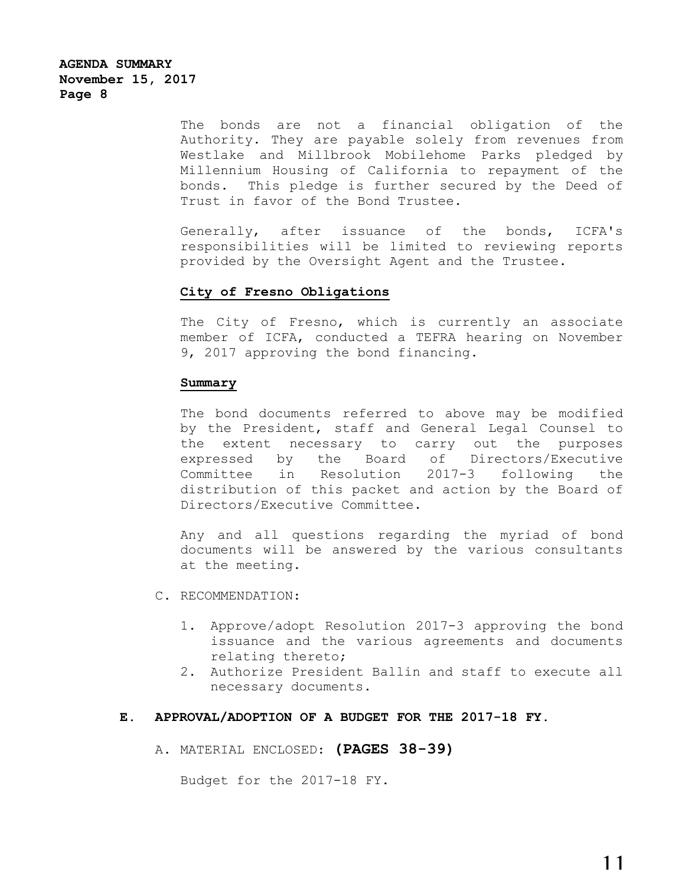The bonds are not a financial obligation of the Authority. They are payable solely from revenues from Westlake and Millbrook Mobilehome Parks pledged by Millennium Housing of California to repayment of the bonds. This pledge is further secured by the Deed of Trust in favor of the Bond Trustee.

Generally, after issuance of the bonds, ICFA's responsibilities will be limited to reviewing reports provided by the Oversight Agent and the Trustee.

**City of Fresno Obligations**

The City of Fresno, which is currently an associate member of ICFA, conducted a TEFRA hearing on November 9, 2017 approving the bond financing.

**Summary**

The bond documents referred to above may be modified by the President, staff and General Legal Counsel to the extent necessary to carry out the purposes expressed by the Board of Directors/Executive Committee in Resolution 2017-3 following the distribution of this packet and action by the Board of Directors/Executive Committee.

Any and all questions regarding the myriad of bond documents will be answered by the various consultants at the meeting.

C. RECOMMENDATION:

1. Approve/adopt Resolution 2017-3 approving the bond issuance and the various agreements and documents relating thereto;
2. Authorize President Ballin and staff to execute all necessary documents.

**E. APPROVAL/ADOPTION OF A BUDGET FOR THE 2017-18 FY.**

A. MATERIAL ENCLOSED: **(PAGES 38-39)**

Budget for the 2017-18 FY.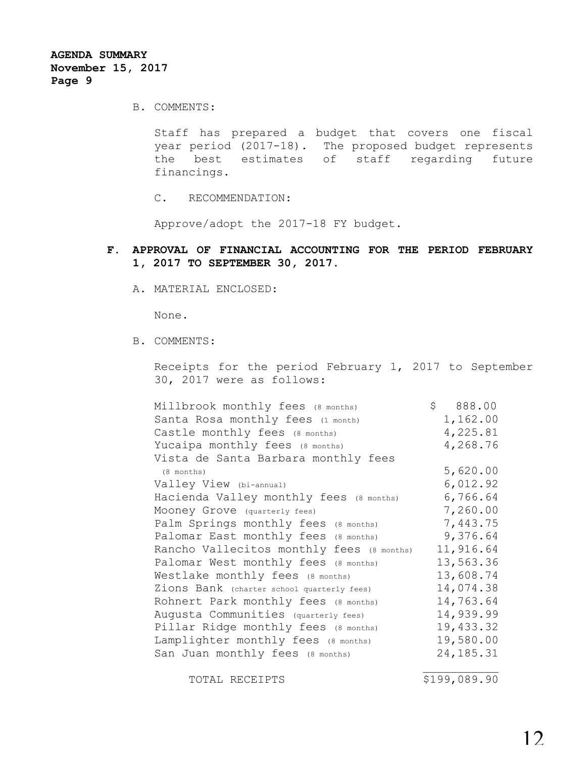**AGENDA SUMMARY**
**November 15, 2017**
**Page 9**

B. COMMENTS:

Staff has prepared a budget that covers one fiscal year period (2017-18). The proposed budget represents the best estimates of staff regarding future financings.

C. RECOMMENDATION:

Approve/adopt the 2017-18 FY budget.

**F. APPROVAL OF FINANCIAL ACCOUNTING FOR THE PERIOD FEBRUARY 1, 2017 TO SEPTEMBER 30, 2017.**

A. MATERIAL ENCLOSED:

None.

B. COMMENTS:

Receipts for the period February 1, 2017 to September 30, 2017 were as follows:

| | |
|---|---|
| Millbrook monthly fees (8 months) | $ 888.00 |
| Santa Rosa monthly fees (1 month) | 1,162.00 |
| Castle monthly fees (8 months) | 4,225.81 |
| Yucaipa monthly fees (8 months) | 4,268.76 |
| Vista de Santa Barbara monthly fees (8 months) | 5,620.00 |
| Valley View (bi-annual) | 6,012.92 |
| Hacienda Valley monthly fees (8 months) | 6,766.64 |
| Mooney Grove (quarterly fees) | 7,260.00 |
| Palm Springs monthly fees (8 months) | 7,443.75 |
| Palomar East monthly fees (8 months) | 9,376.64 |
| Rancho Vallecitos monthly fees (8 months) | 11,916.64 |
| Palomar West monthly fees (8 months) | 13,563.36 |
| Westlake monthly fees (8 months) | 13,608.74 |
| Zions Bank (charter school quarterly fees) | 14,074.38 |
| Rohnert Park monthly fees (8 months) | 14,763.64 |
| Augusta Communities (quarterly fees) | 14,939.99 |
| Pillar Ridge monthly fees (8 months) | 19,433.32 |
| Lamplighter monthly fees (8 months) | 19,580.00 |
| San Juan monthly fees (8 months) | 24,185.31 |
| TOTAL RECEIPTS | $199,089.90 |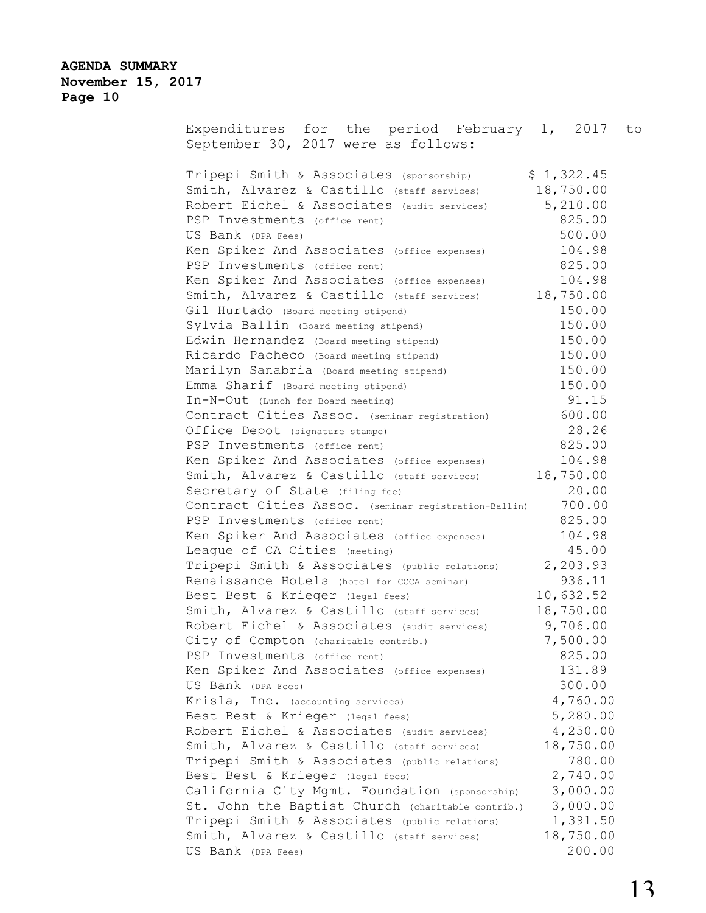**AGENDA SUMMARY**
**November 15, 2017**
**Page 10**

Expenditures for the period February 1, 2017 to September 30, 2017 were as follows:

| | |
|---|---|
| Tripepi Smith & Associates (sponsorship) | $ 1,322.45 |
| Smith, Alvarez & Castillo (staff services) | 18,750.00 |
| Robert Eichel & Associates (audit services) | 5,210.00 |
| PSP Investments (office rent) | 825.00 |
| US Bank (DPA Fees) | 500.00 |
| Ken Spiker And Associates (office expenses) | 104.98 |
| PSP Investments (office rent) | 825.00 |
| Ken Spiker And Associates (office expenses) | 104.98 |
| Smith, Alvarez & Castillo (staff services) | 18,750.00 |
| Gil Hurtado (Board meeting stipend) | 150.00 |
| Sylvia Ballin (Board meeting stipend) | 150.00 |
| Edwin Hernandez (Board meeting stipend) | 150.00 |
| Ricardo Pacheco (Board meeting stipend) | 150.00 |
| Marilyn Sanabria (Board meeting stipend) | 150.00 |
| Emma Sharif (Board meeting stipend) | 150.00 |
| In-N-Out (Lunch for Board meeting) | 91.15 |
| Contract Cities Assoc. (seminar registration) | 600.00 |
| Office Depot (signature stampe) | 28.26 |
| PSP Investments (office rent) | 825.00 |
| Ken Spiker And Associates (office expenses) | 104.98 |
| Smith, Alvarez & Castillo (staff services) | 18,750.00 |
| Secretary of State (filing fee) | 20.00 |
| Contract Cities Assoc. (seminar registration-Ballin) | 700.00 |
| PSP Investments (office rent) | 825.00 |
| Ken Spiker And Associates (office expenses) | 104.98 |
| League of CA Cities (meeting) | 45.00 |
| Tripepi Smith & Associates (public relations) | 2,203.93 |
| Renaissance Hotels (hotel for CCCA seminar) | 936.11 |
| Best Best & Krieger (legal fees) | 10,632.52 |
| Smith, Alvarez & Castillo (staff services) | 18,750.00 |
| Robert Eichel & Associates (audit services) | 9,706.00 |
| City of Compton (charitable contrib.) | 7,500.00 |
| PSP Investments (office rent) | 825.00 |
| Ken Spiker And Associates (office expenses) | 131.89 |
| US Bank (DPA Fees) | 300.00 |
| Krisla, Inc. (accounting services) | 4,760.00 |
| Best Best & Krieger (legal fees) | 5,280.00 |
| Robert Eichel & Associates (audit services) | 4,250.00 |
| Smith, Alvarez & Castillo (staff services) | 18,750.00 |
| Tripepi Smith & Associates (public relations) | 780.00 |
| Best Best & Krieger (legal fees) | 2,740.00 |
| California City Mgmt. Foundation (sponsorship) | 3,000.00 |
| St. John the Baptist Church (charitable contrib.) | 3,000.00 |
| Tripepi Smith & Associates (public relations) | 1,391.50 |
| Smith, Alvarez & Castillo (staff services) | 18,750.00 |
| US Bank (DPA Fees) | 200.00 |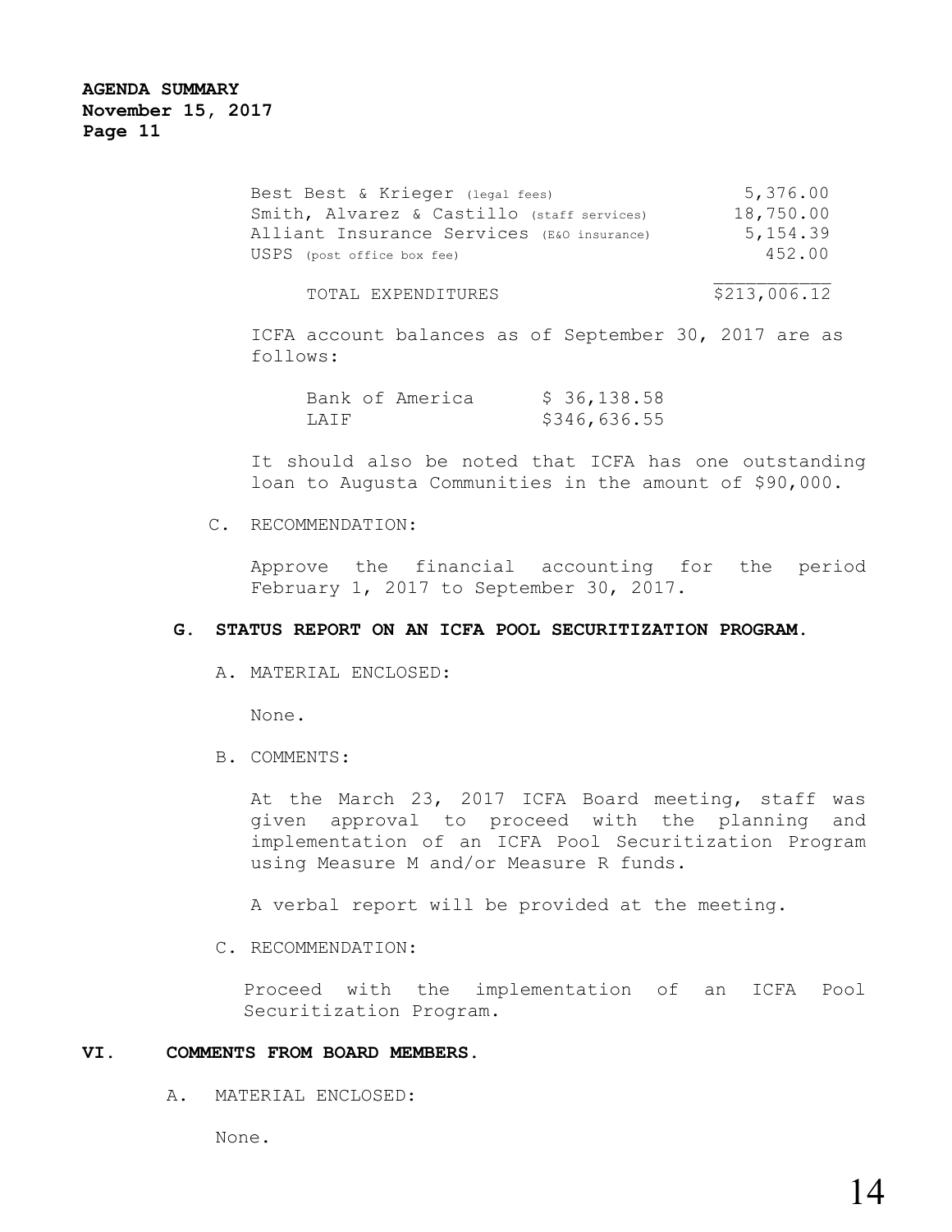| | |
|---|---|
| Best Best & Krieger (legal fees) | 5,376.00 |
| Smith, Alvarez & Castillo (staff services) | 18,750.00 |
| Alliant Insurance Services (E&O insurance) | 5,154.39 |
| USPS (post office box fee) | 452.00 |
| TOTAL EXPENDITURES | $213,006.12 |

ICFA account balances as of September 30, 2017 are as follows:

| | |
|---|---|
| Bank of America | $ 36,138.58 |
| LAIF | $346,636.55 |

It should also be noted that ICFA has one outstanding loan to Augusta Communities in the amount of $90,000.

C. RECOMMENDATION:

Approve the financial accounting for the period February 1, 2017 to September 30, 2017.

**G. STATUS REPORT ON AN ICFA POOL SECURITIZATION PROGRAM.**

A. MATERIAL ENCLOSED:

None.

B. COMMENTS:

At the March 23, 2017 ICFA Board meeting, staff was given approval to proceed with the planning and implementation of an ICFA Pool Securitization Program using Measure M and/or Measure R funds.

A verbal report will be provided at the meeting.

C. RECOMMENDATION:

Proceed with the implementation of an ICFA Pool Securitization Program.

**VI. COMMENTS FROM BOARD MEMBERS.**

A. MATERIAL ENCLOSED:

None.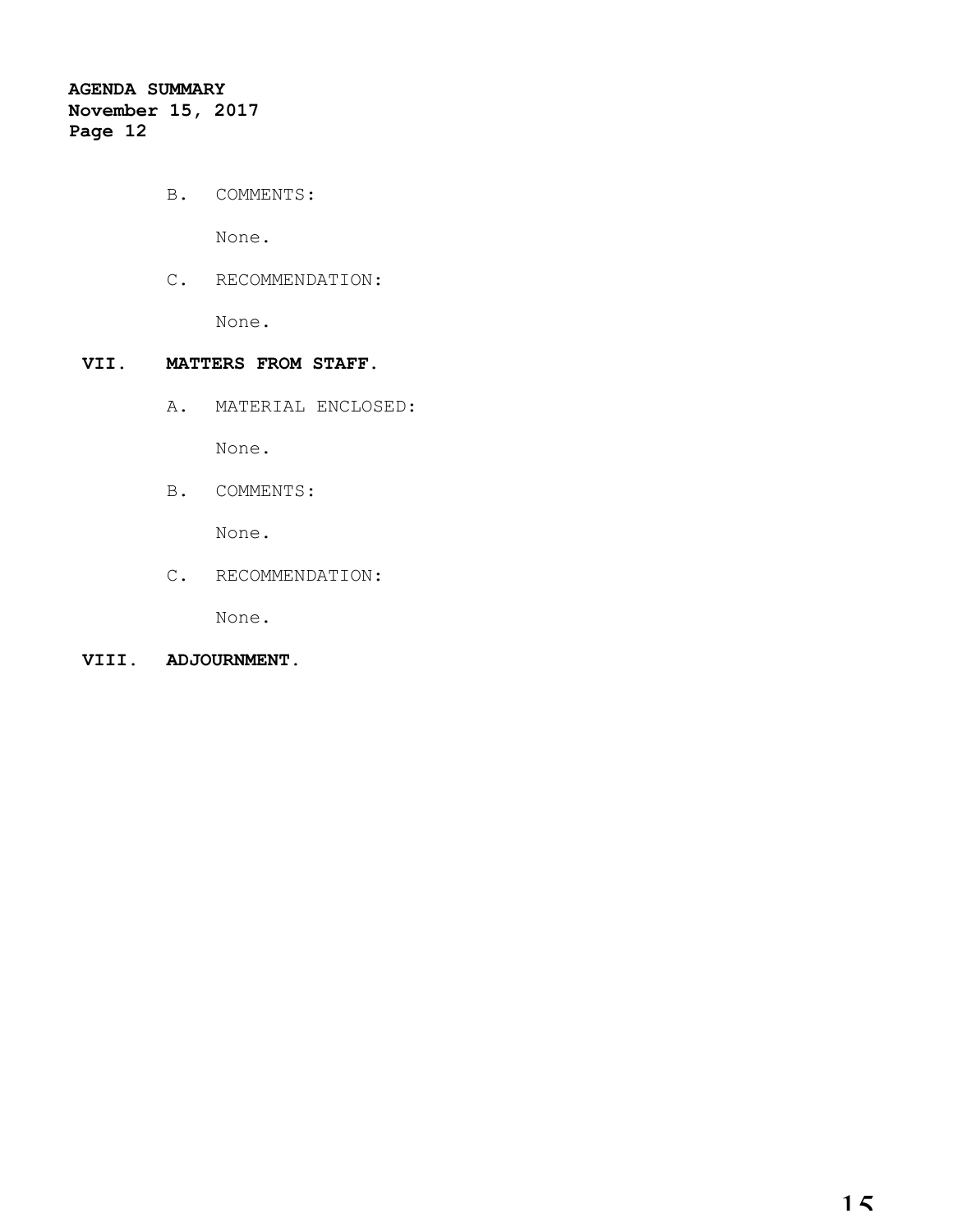B. COMMENTS:

None.

C. RECOMMENDATION:

None.

## VII. MATTERS FROM STAFF.

A. MATERIAL ENCLOSED:

None.

B. COMMENTS:

None.

C. RECOMMENDATION:

None.

## VIII. ADJOURNMENT.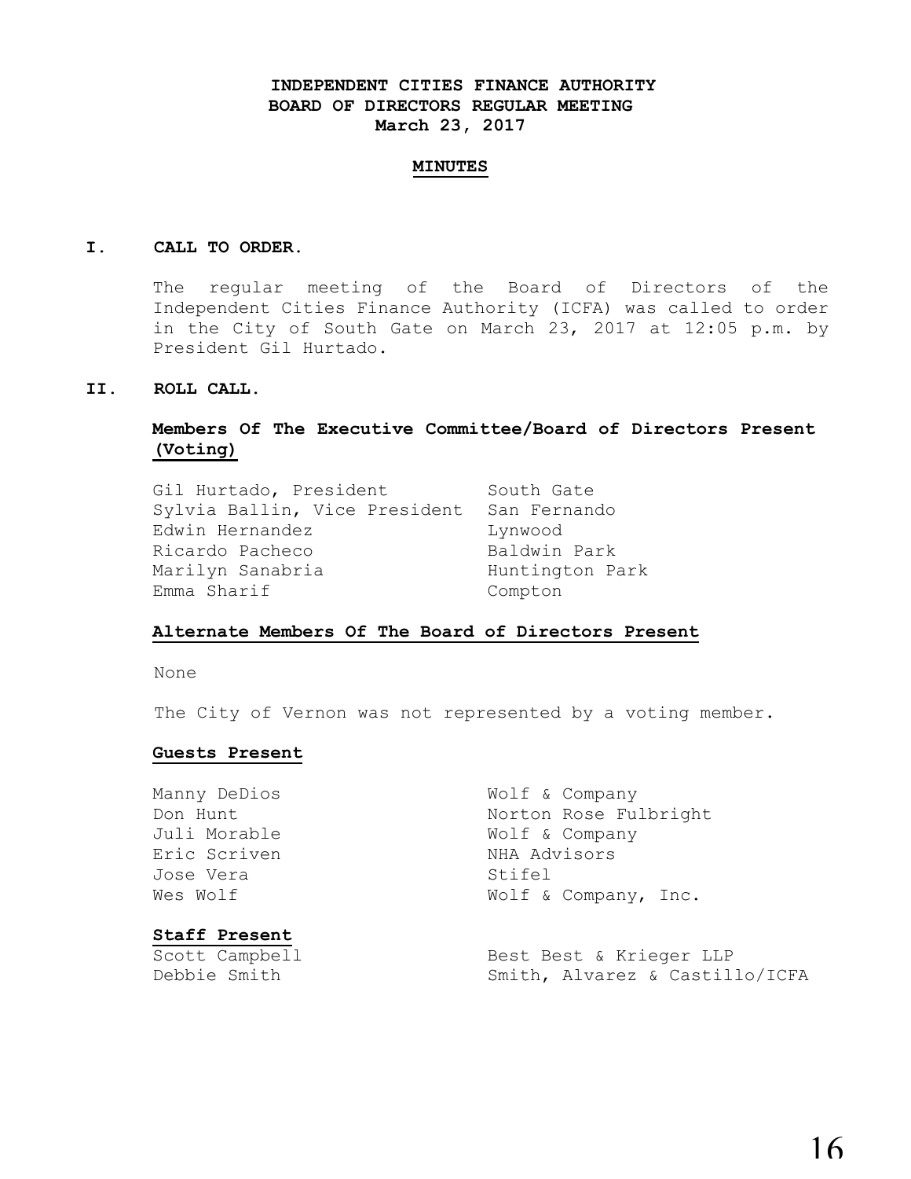**INDEPENDENT CITIES FINANCE AUTHORITY**
**BOARD OF DIRECTORS REGULAR MEETING**
**March 23, 2017**

**MINUTES**

## I. CALL TO ORDER.

The regular meeting of the Board of Directors of the Independent Cities Finance Authority (ICFA) was called to order in the City of South Gate on March 23, 2017 at 12:05 p.m. by President Gil Hurtado.

## II. ROLL CALL.

**Members Of The Executive Committee/Board of Directors Present (Voting)**

| | |
|---|---|
| Gil Hurtado, President | South Gate |
| Sylvia Ballin, Vice President | San Fernando |
| Edwin Hernandez | Lynwood |
| Ricardo Pacheco | Baldwin Park |
| Marilyn Sanabria | Huntington Park |
| Emma Sharif | Compton |

**Alternate Members Of The Board of Directors Present**

None

The City of Vernon was not represented by a voting member.

**Guests Present**

| | |
|---|---|
| Manny DeDios | Wolf & Company |
| Don Hunt | Norton Rose Fulbright |
| Juli Morable | Wolf & Company |
| Eric Scriven | NHA Advisors |
| Jose Vera | Stifel |
| Wes Wolf | Wolf & Company, Inc. |

**Staff Present**

| | |
|---|---|
| Scott Campbell | Best Best & Krieger LLP |
| Debbie Smith | Smith, Alvarez & Castillo/ICFA |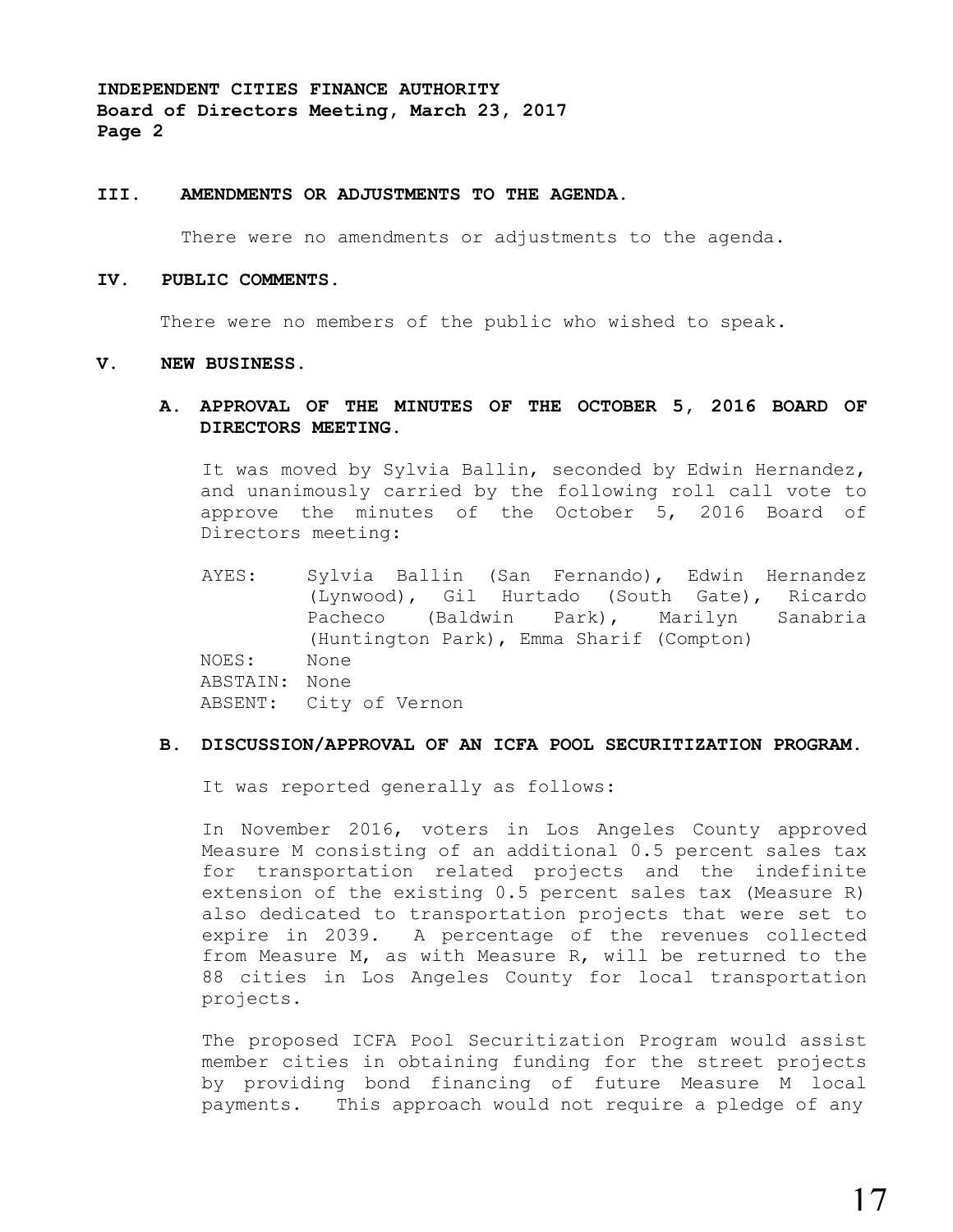### III. AMENDMENTS OR ADJUSTMENTS TO THE AGENDA.

There were no amendments or adjustments to the agenda.

### IV. PUBLIC COMMENTS.

There were no members of the public who wished to speak.

### V. NEW BUSINESS.

#### A. APPROVAL OF THE MINUTES OF THE OCTOBER 5, 2016 BOARD OF DIRECTORS MEETING.

It was moved by Sylvia Ballin, seconded by Edwin Hernandez, and unanimously carried by the following roll call vote to approve the minutes of the October 5, 2016 Board of Directors meeting:

AYES: Sylvia Ballin (San Fernando), Edwin Hernandez (Lynwood), Gil Hurtado (South Gate), Ricardo Pacheco (Baldwin Park), Marilyn Sanabria (Huntington Park), Emma Sharif (Compton)
NOES: None
ABSTAIN: None
ABSENT: City of Vernon

#### B. DISCUSSION/APPROVAL OF AN ICFA POOL SECURITIZATION PROGRAM.

It was reported generally as follows:

In November 2016, voters in Los Angeles County approved Measure M consisting of an additional 0.5 percent sales tax for transportation related projects and the indefinite extension of the existing 0.5 percent sales tax (Measure R) also dedicated to transportation projects that were set to expire in 2039. A percentage of the revenues collected from Measure M, as with Measure R, will be returned to the 88 cities in Los Angeles County for local transportation projects.

The proposed ICFA Pool Securitization Program would assist member cities in obtaining funding for the street projects by providing bond financing of future Measure M local payments. This approach would not require a pledge of any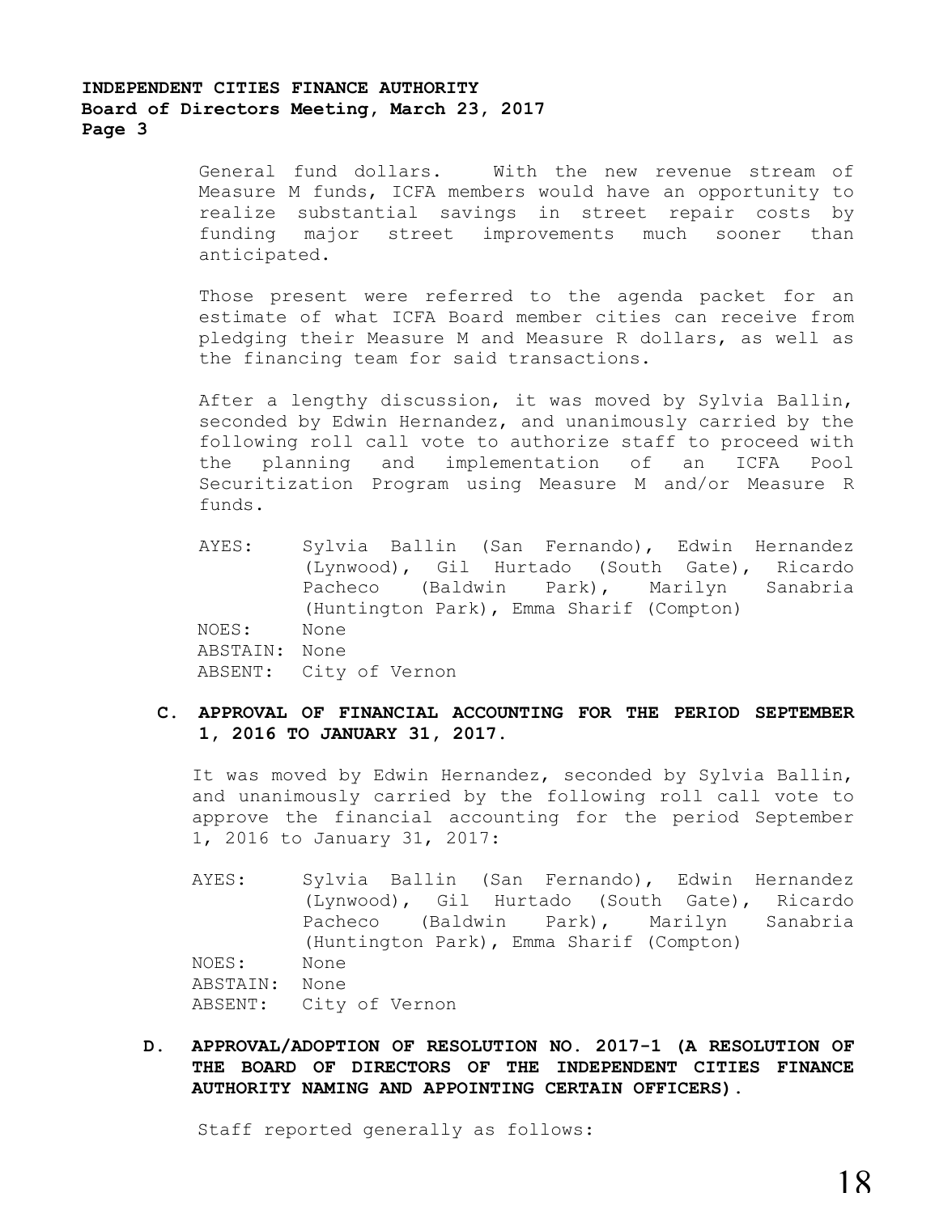General fund dollars. With the new revenue stream of Measure M funds, ICFA members would have an opportunity to realize substantial savings in street repair costs by funding major street improvements much sooner than anticipated.

Those present were referred to the agenda packet for an estimate of what ICFA Board member cities can receive from pledging their Measure M and Measure R dollars, as well as the financing team for said transactions.

After a lengthy discussion, it was moved by Sylvia Ballin, seconded by Edwin Hernandez, and unanimously carried by the following roll call vote to authorize staff to proceed with the planning and implementation of an ICFA Pool Securitization Program using Measure M and/or Measure R funds.

AYES: Sylvia Ballin (San Fernando), Edwin Hernandez (Lynwood), Gil Hurtado (South Gate), Ricardo Pacheco (Baldwin Park), Marilyn Sanabria (Huntington Park), Emma Sharif (Compton)
NOES: None
ABSTAIN: None
ABSENT: City of Vernon

**C. APPROVAL OF FINANCIAL ACCOUNTING FOR THE PERIOD SEPTEMBER 1, 2016 TO JANUARY 31, 2017.**

It was moved by Edwin Hernandez, seconded by Sylvia Ballin, and unanimously carried by the following roll call vote to approve the financial accounting for the period September 1, 2016 to January 31, 2017:

AYES: Sylvia Ballin (San Fernando), Edwin Hernandez (Lynwood), Gil Hurtado (South Gate), Ricardo Pacheco (Baldwin Park), Marilyn Sanabria (Huntington Park), Emma Sharif (Compton)
NOES: None
ABSTAIN: None
ABSENT: City of Vernon

**D. APPROVAL/ADOPTION OF RESOLUTION NO. 2017-1 (A RESOLUTION OF THE BOARD OF DIRECTORS OF THE INDEPENDENT CITIES FINANCE AUTHORITY NAMING AND APPOINTING CERTAIN OFFICERS).**

Staff reported generally as follows: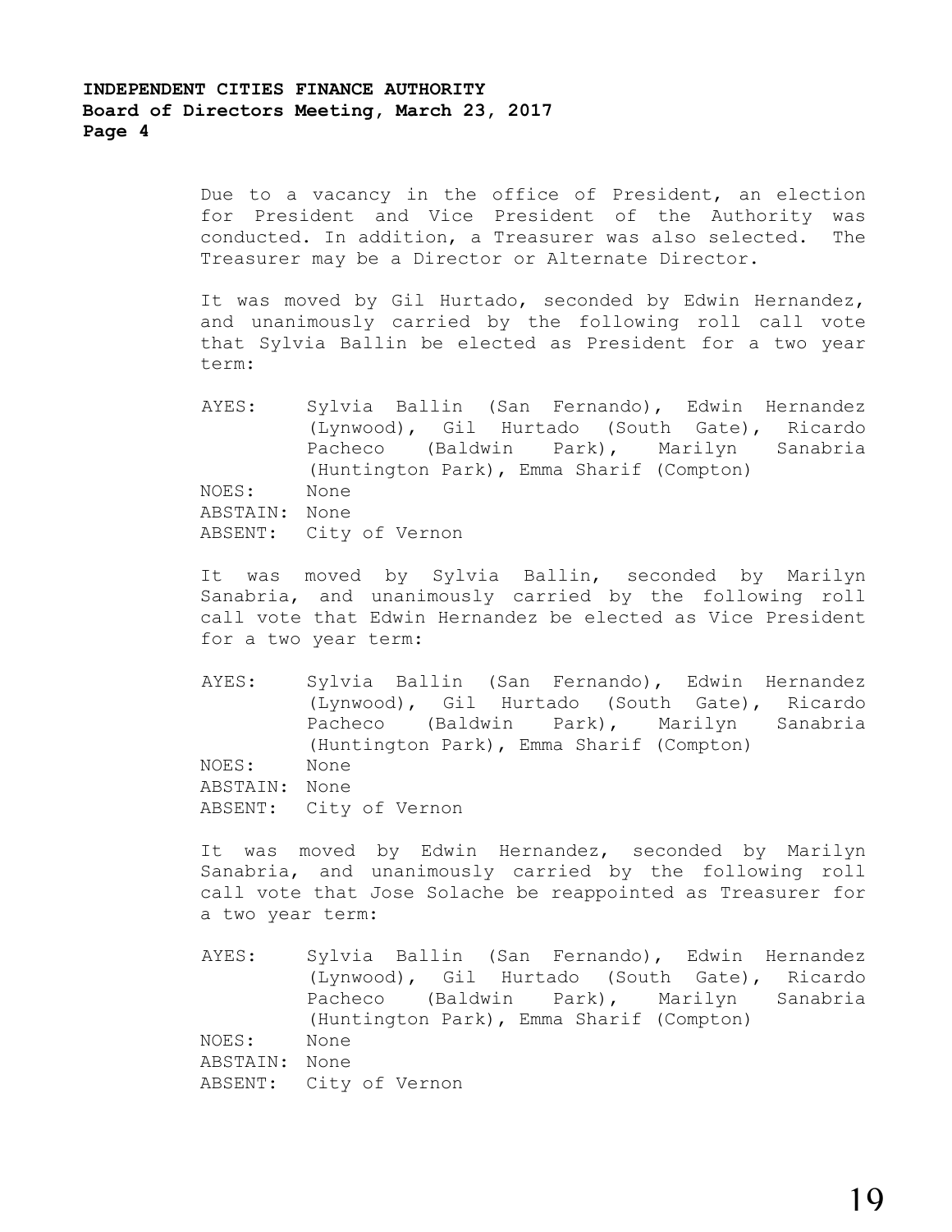Due to a vacancy in the office of President, an election for President and Vice President of the Authority was conducted. In addition, a Treasurer was also selected. The Treasurer may be a Director or Alternate Director.

It was moved by Gil Hurtado, seconded by Edwin Hernandez, and unanimously carried by the following roll call vote that Sylvia Ballin be elected as President for a two year term:

AYES: Sylvia Ballin (San Fernando), Edwin Hernandez (Lynwood), Gil Hurtado (South Gate), Ricardo Pacheco (Baldwin Park), Marilyn Sanabria (Huntington Park), Emma Sharif (Compton)
NOES: None
ABSTAIN: None
ABSENT: City of Vernon

It was moved by Sylvia Ballin, seconded by Marilyn Sanabria, and unanimously carried by the following roll call vote that Edwin Hernandez be elected as Vice President for a two year term:

AYES: Sylvia Ballin (San Fernando), Edwin Hernandez (Lynwood), Gil Hurtado (South Gate), Ricardo Pacheco (Baldwin Park), Marilyn Sanabria (Huntington Park), Emma Sharif (Compton)
NOES: None
ABSTAIN: None
ABSENT: City of Vernon

It was moved by Edwin Hernandez, seconded by Marilyn Sanabria, and unanimously carried by the following roll call vote that Jose Solache be reappointed as Treasurer for a two year term:

AYES: Sylvia Ballin (San Fernando), Edwin Hernandez (Lynwood), Gil Hurtado (South Gate), Ricardo Pacheco (Baldwin Park), Marilyn Sanabria (Huntington Park), Emma Sharif (Compton)
NOES: None
ABSTAIN: None
ABSENT: City of Vernon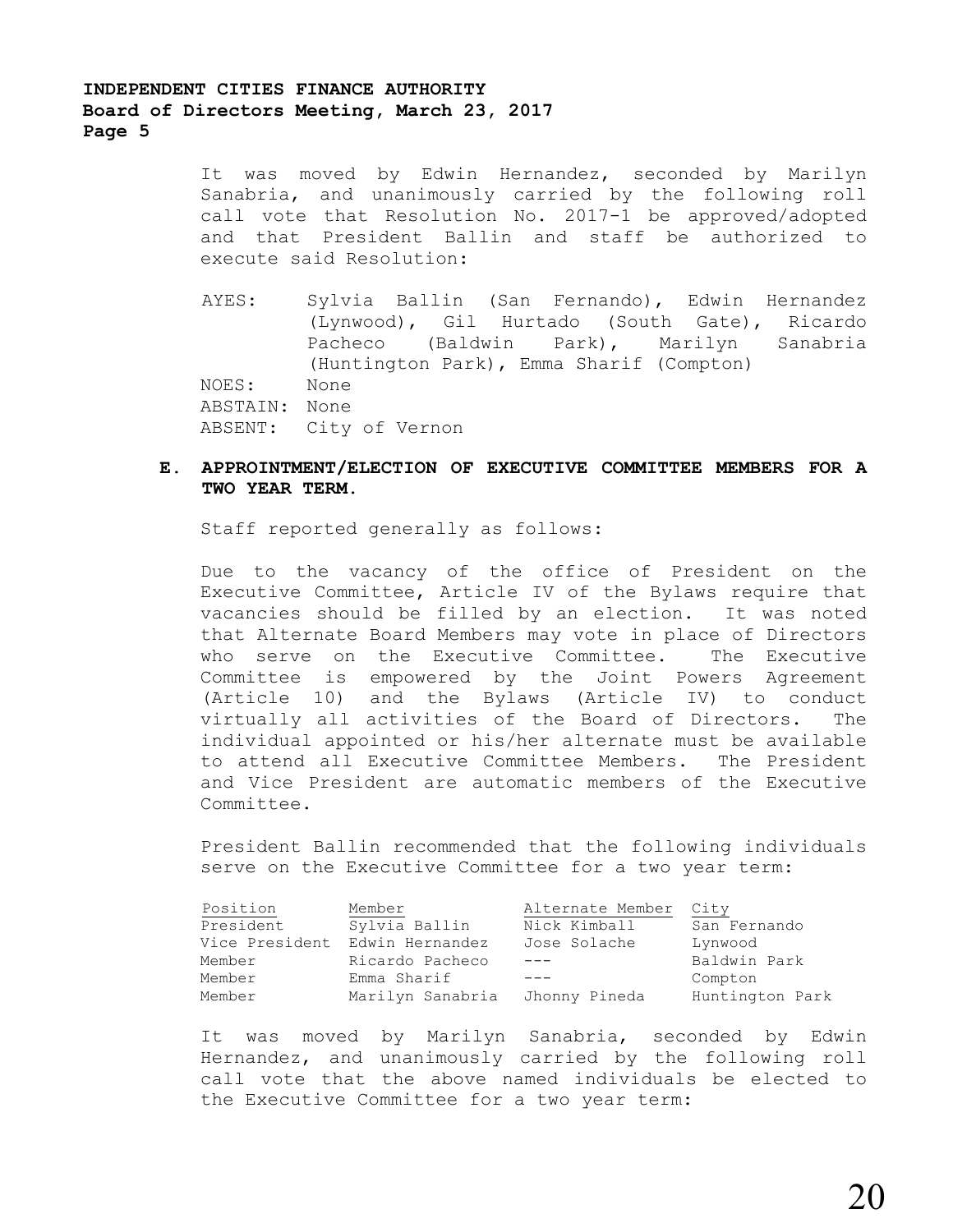It was moved by Edwin Hernandez, seconded by Marilyn Sanabria, and unanimously carried by the following roll call vote that Resolution No. 2017-1 be approved/adopted and that President Ballin and staff be authorized to execute said Resolution:

AYES: Sylvia Ballin (San Fernando), Edwin Hernandez (Lynwood), Gil Hurtado (South Gate), Ricardo Pacheco (Baldwin Park), Marilyn Sanabria (Huntington Park), Emma Sharif (Compton)
NOES: None
ABSTAIN: None
ABSENT: City of Vernon

**E. APPROINTMENT/ELECTION OF EXECUTIVE COMMITTEE MEMBERS FOR A TWO YEAR TERM.**

Staff reported generally as follows:

Due to the vacancy of the office of President on the Executive Committee, Article IV of the Bylaws require that vacancies should be filled by an election. It was noted that Alternate Board Members may vote in place of Directors who serve on the Executive Committee. The Executive Committee is empowered by the Joint Powers Agreement (Article 10) and the Bylaws (Article IV) to conduct virtually all activities of the Board of Directors. The individual appointed or his/her alternate must be available to attend all Executive Committee Members. The President and Vice President are automatic members of the Executive Committee.

President Ballin recommended that the following individuals serve on the Executive Committee for a two year term:

| Position | Member | Alternate Member | City |
|---|---|---|---|
| President | Sylvia Ballin | Nick Kimball | San Fernando |
| Vice President | Edwin Hernandez | Jose Solache | Lynwood |
| Member | Ricardo Pacheco | --- | Baldwin Park |
| Member | Emma Sharif | --- | Compton |
| Member | Marilyn Sanabria | Jhonny Pineda | Huntington Park |

It was moved by Marilyn Sanabria, seconded by Edwin Hernandez, and unanimously carried by the following roll call vote that the above named individuals be elected to the Executive Committee for a two year term: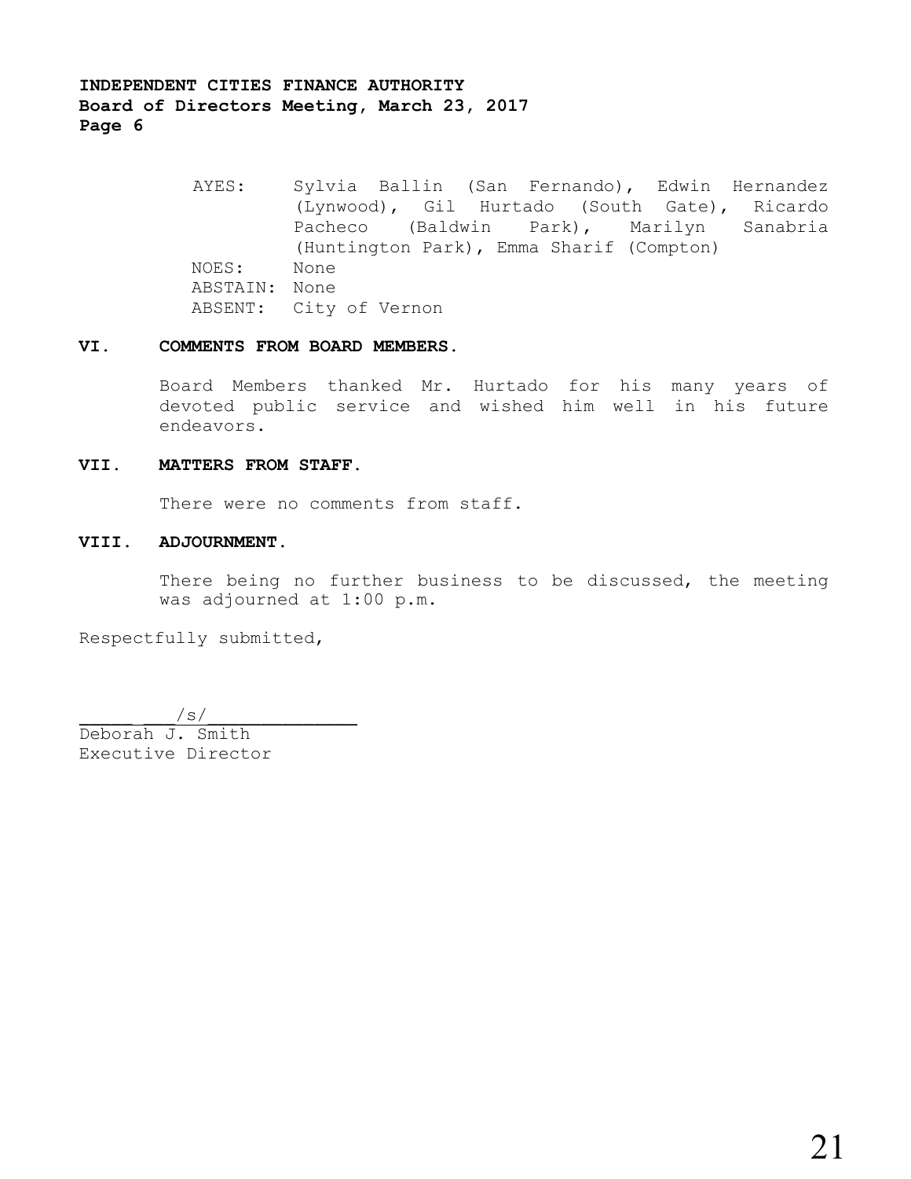AYES: Sylvia Ballin (San Fernando), Edwin Hernandez (Lynwood), Gil Hurtado (South Gate), Ricardo Pacheco (Baldwin Park), Marilyn Sanabria (Huntington Park), Emma Sharif (Compton)
NOES: None
ABSTAIN: None
ABSENT: City of Vernon

## VI. COMMENTS FROM BOARD MEMBERS.

Board Members thanked Mr. Hurtado for his many years of devoted public service and wished him well in his future endeavors.

## VII. MATTERS FROM STAFF.

There were no comments from staff.

## VIII. ADJOURNMENT.

There being no further business to be discussed, the meeting was adjourned at 1:00 p.m.

Respectfully submitted,

/s/
Deborah J. Smith
Executive Director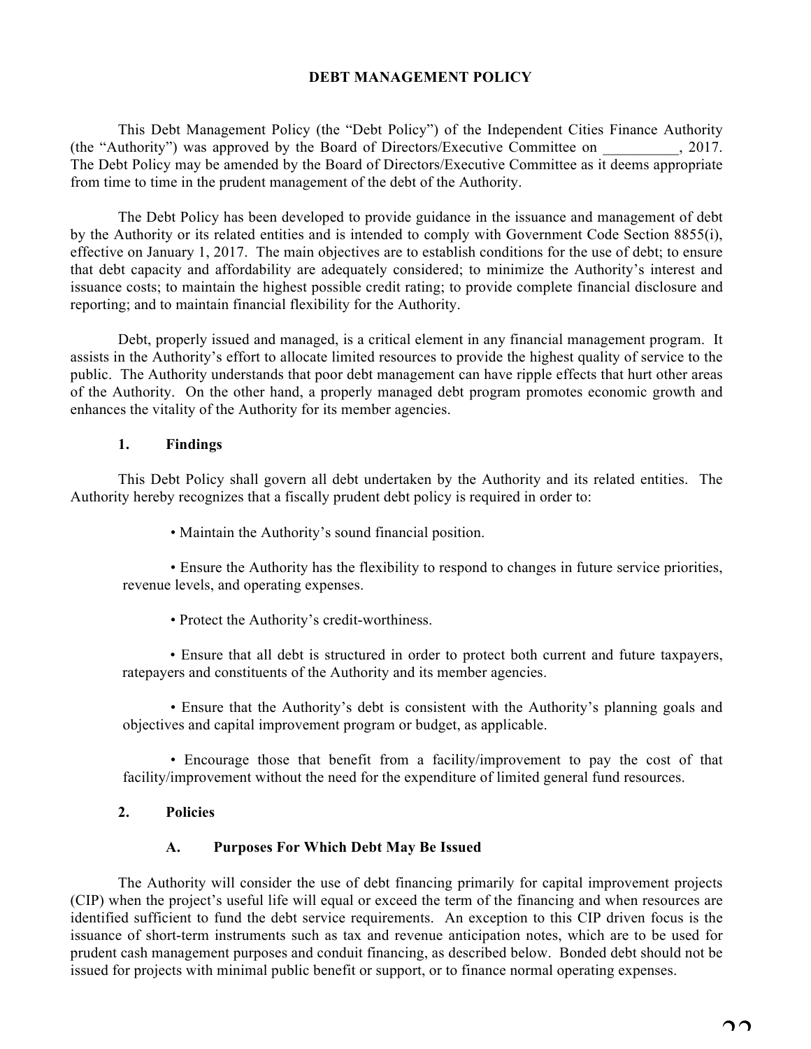# DEBT MANAGEMENT POLICY

This Debt Management Policy (the "Debt Policy") of the Independent Cities Finance Authority (the "Authority") was approved by the Board of Directors/Executive Committee on __________, 2017. The Debt Policy may be amended by the Board of Directors/Executive Committee as it deems appropriate from time to time in the prudent management of the debt of the Authority.

The Debt Policy has been developed to provide guidance in the issuance and management of debt by the Authority or its related entities and is intended to comply with Government Code Section 8855(i), effective on January 1, 2017. The main objectives are to establish conditions for the use of debt; to ensure that debt capacity and affordability are adequately considered; to minimize the Authority's interest and issuance costs; to maintain the highest possible credit rating; to provide complete financial disclosure and reporting; and to maintain financial flexibility for the Authority.

Debt, properly issued and managed, is a critical element in any financial management program. It assists in the Authority's effort to allocate limited resources to provide the highest quality of service to the public. The Authority understands that poor debt management can have ripple effects that hurt other areas of the Authority. On the other hand, a properly managed debt program promotes economic growth and enhances the vitality of the Authority for its member agencies.

## 1. Findings

This Debt Policy shall govern all debt undertaken by the Authority and its related entities. The Authority hereby recognizes that a fiscally prudent debt policy is required in order to:

- Maintain the Authority's sound financial position.
- Ensure the Authority has the flexibility to respond to changes in future service priorities, revenue levels, and operating expenses.
- Protect the Authority's credit-worthiness.
- Ensure that all debt is structured in order to protect both current and future taxpayers, ratepayers and constituents of the Authority and its member agencies.
- Ensure that the Authority's debt is consistent with the Authority's planning goals and objectives and capital improvement program or budget, as applicable.
- Encourage those that benefit from a facility/improvement to pay the cost of that facility/improvement without the need for the expenditure of limited general fund resources.

## 2. Policies

### A. Purposes For Which Debt May Be Issued

The Authority will consider the use of debt financing primarily for capital improvement projects (CIP) when the project's useful life will equal or exceed the term of the financing and when resources are identified sufficient to fund the debt service requirements. An exception to this CIP driven focus is the issuance of short-term instruments such as tax and revenue anticipation notes, which are to be used for prudent cash management purposes and conduit financing, as described below. Bonded debt should not be issued for projects with minimal public benefit or support, or to finance normal operating expenses.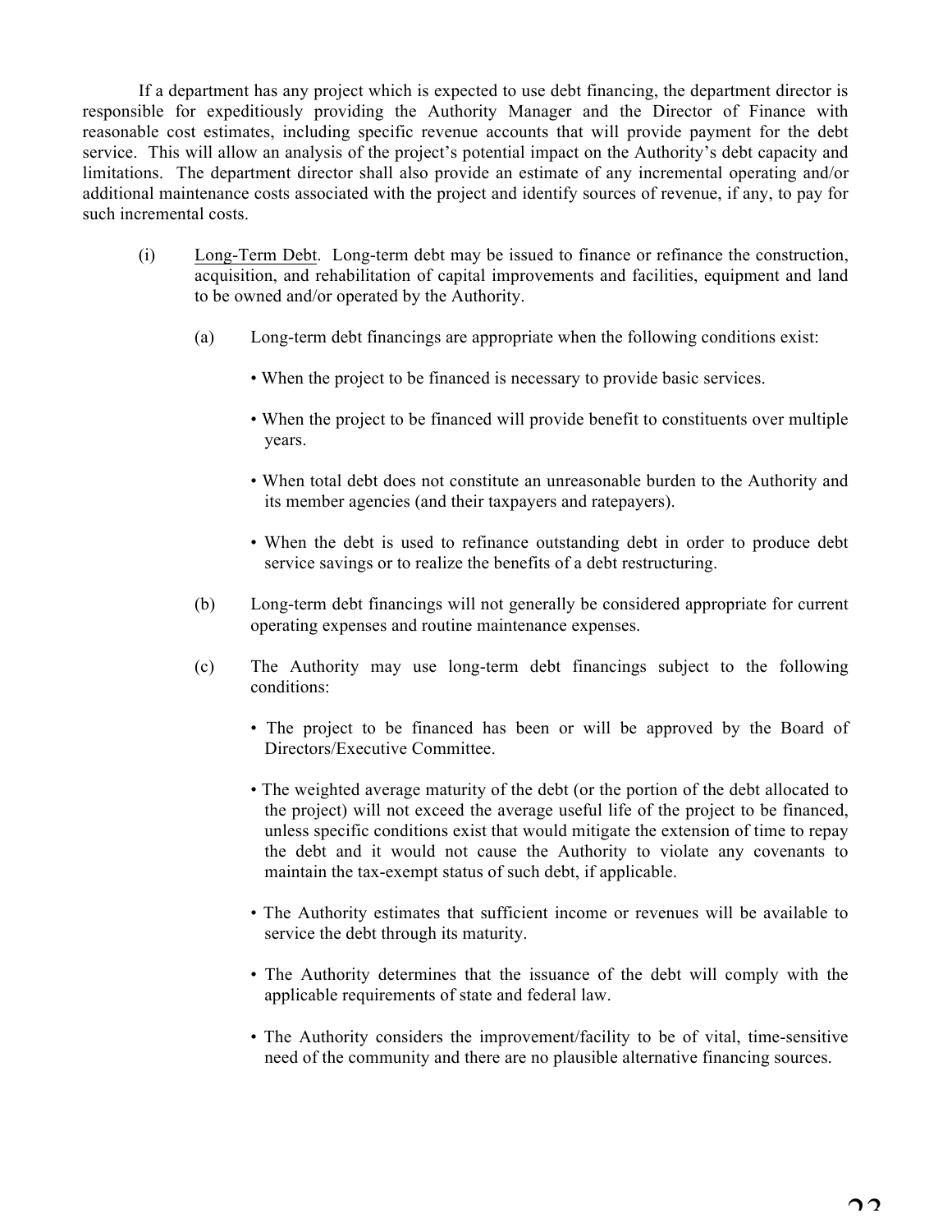If a department has any project which is expected to use debt financing, the department director is responsible for expeditiously providing the Authority Manager and the Director of Finance with reasonable cost estimates, including specific revenue accounts that will provide payment for the debt service. This will allow an analysis of the project's potential impact on the Authority's debt capacity and limitations. The department director shall also provide an estimate of any incremental operating and/or additional maintenance costs associated with the project and identify sources of revenue, if any, to pay for such incremental costs.

(i) Long-Term Debt. Long-term debt may be issued to finance or refinance the construction, acquisition, and rehabilitation of capital improvements and facilities, equipment and land to be owned and/or operated by the Authority.

(a) Long-term debt financings are appropriate when the following conditions exist:

- When the project to be financed is necessary to provide basic services.
- When the project to be financed will provide benefit to constituents over multiple years.
- When total debt does not constitute an unreasonable burden to the Authority and its member agencies (and their taxpayers and ratepayers).
- When the debt is used to refinance outstanding debt in order to produce debt service savings or to realize the benefits of a debt restructuring.

(b) Long-term debt financings will not generally be considered appropriate for current operating expenses and routine maintenance expenses.

(c) The Authority may use long-term debt financings subject to the following conditions:

- The project to be financed has been or will be approved by the Board of Directors/Executive Committee.
- The weighted average maturity of the debt (or the portion of the debt allocated to the project) will not exceed the average useful life of the project to be financed, unless specific conditions exist that would mitigate the extension of time to repay the debt and it would not cause the Authority to violate any covenants to maintain the tax-exempt status of such debt, if applicable.
- The Authority estimates that sufficient income or revenues will be available to service the debt through its maturity.
- The Authority determines that the issuance of the debt will comply with the applicable requirements of state and federal law.
- The Authority considers the improvement/facility to be of vital, time-sensitive need of the community and there are no plausible alternative financing sources.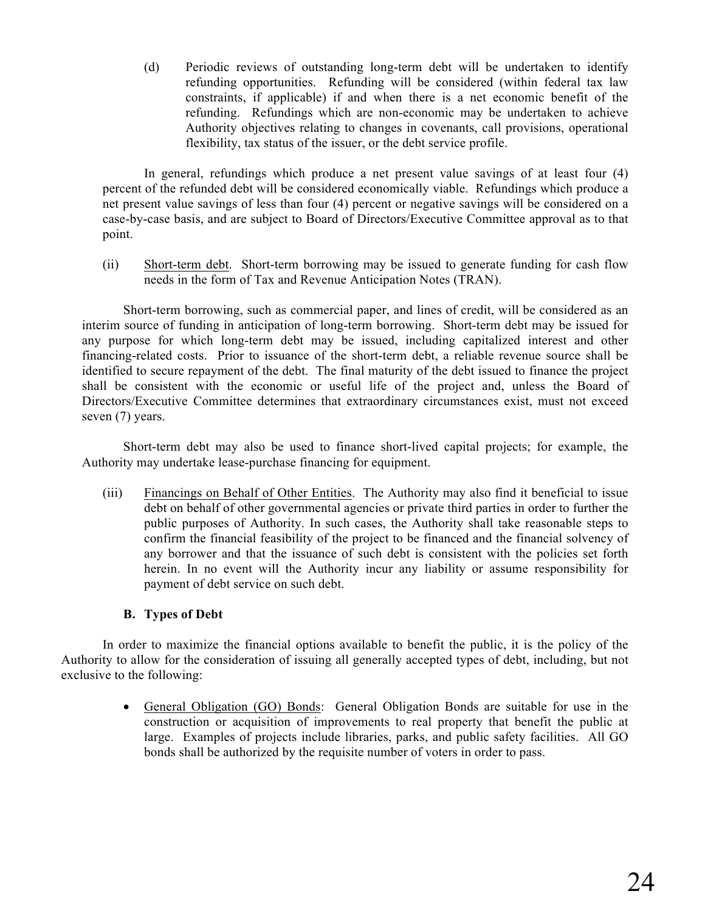(d) Periodic reviews of outstanding long-term debt will be undertaken to identify refunding opportunities. Refunding will be considered (within federal tax law constraints, if applicable) if and when there is a net economic benefit of the refunding. Refundings which are non-economic may be undertaken to achieve Authority objectives relating to changes in covenants, call provisions, operational flexibility, tax status of the issuer, or the debt service profile.

In general, refundings which produce a net present value savings of at least four (4) percent of the refunded debt will be considered economically viable. Refundings which produce a net present value savings of less than four (4) percent or negative savings will be considered on a case-by-case basis, and are subject to Board of Directors/Executive Committee approval as to that point.

(ii) Short-term debt. Short-term borrowing may be issued to generate funding for cash flow needs in the form of Tax and Revenue Anticipation Notes (TRAN).

Short-term borrowing, such as commercial paper, and lines of credit, will be considered as an interim source of funding in anticipation of long-term borrowing. Short-term debt may be issued for any purpose for which long-term debt may be issued, including capitalized interest and other financing-related costs. Prior to issuance of the short-term debt, a reliable revenue source shall be identified to secure repayment of the debt. The final maturity of the debt issued to finance the project shall be consistent with the economic or useful life of the project and, unless the Board of Directors/Executive Committee determines that extraordinary circumstances exist, must not exceed seven (7) years.

Short-term debt may also be used to finance short-lived capital projects; for example, the Authority may undertake lease-purchase financing for equipment.

(iii) Financings on Behalf of Other Entities. The Authority may also find it beneficial to issue debt on behalf of other governmental agencies or private third parties in order to further the public purposes of Authority. In such cases, the Authority shall take reasonable steps to confirm the financial feasibility of the project to be financed and the financial solvency of any borrower and that the issuance of such debt is consistent with the policies set forth herein. In no event will the Authority incur any liability or assume responsibility for payment of debt service on such debt.

**B. Types of Debt**

In order to maximize the financial options available to benefit the public, it is the policy of the Authority to allow for the consideration of issuing all generally accepted types of debt, including, but not exclusive to the following:

- General Obligation (GO) Bonds: General Obligation Bonds are suitable for use in the construction or acquisition of improvements to real property that benefit the public at large. Examples of projects include libraries, parks, and public safety facilities. All GO bonds shall be authorized by the requisite number of voters in order to pass.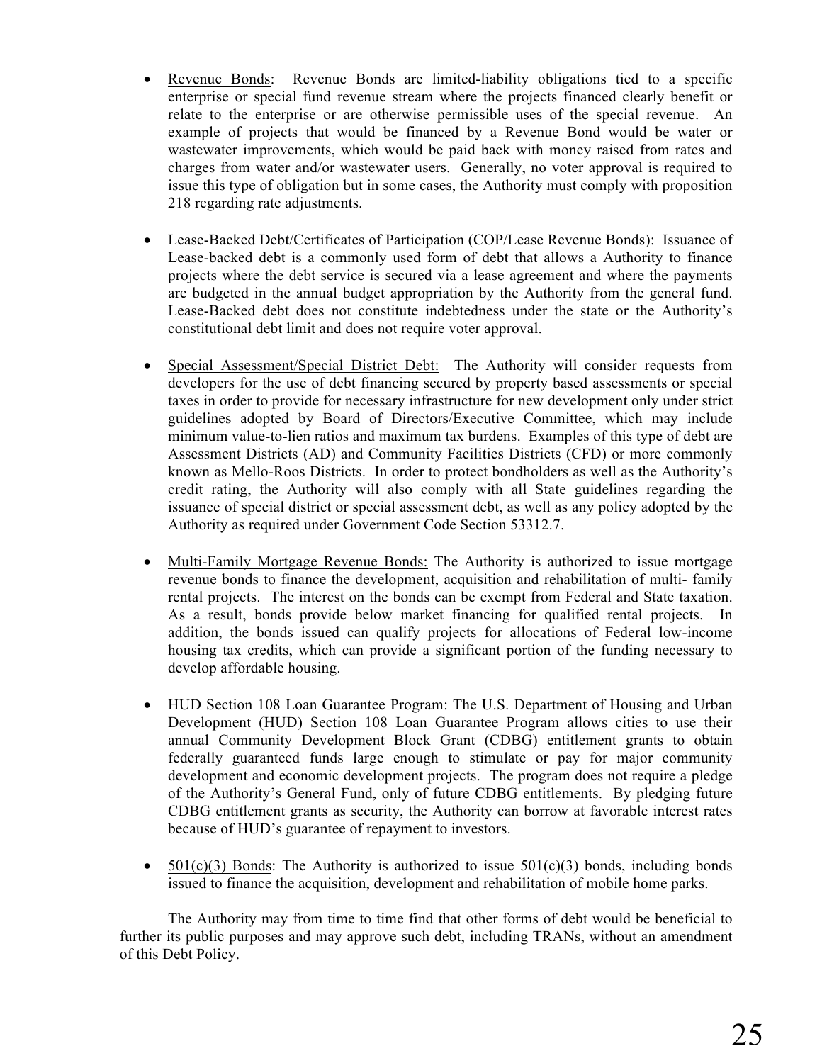- Revenue Bonds: Revenue Bonds are limited-liability obligations tied to a specific enterprise or special fund revenue stream where the projects financed clearly benefit or relate to the enterprise or are otherwise permissible uses of the special revenue. An example of projects that would be financed by a Revenue Bond would be water or wastewater improvements, which would be paid back with money raised from rates and charges from water and/or wastewater users. Generally, no voter approval is required to issue this type of obligation but in some cases, the Authority must comply with proposition 218 regarding rate adjustments.

- Lease-Backed Debt/Certificates of Participation (COP/Lease Revenue Bonds): Issuance of Lease-backed debt is a commonly used form of debt that allows a Authority to finance projects where the debt service is secured via a lease agreement and where the payments are budgeted in the annual budget appropriation by the Authority from the general fund. Lease-Backed debt does not constitute indebtedness under the state or the Authority's constitutional debt limit and does not require voter approval.

- Special Assessment/Special District Debt: The Authority will consider requests from developers for the use of debt financing secured by property based assessments or special taxes in order to provide for necessary infrastructure for new development only under strict guidelines adopted by Board of Directors/Executive Committee, which may include minimum value-to-lien ratios and maximum tax burdens. Examples of this type of debt are Assessment Districts (AD) and Community Facilities Districts (CFD) or more commonly known as Mello-Roos Districts. In order to protect bondholders as well as the Authority's credit rating, the Authority will also comply with all State guidelines regarding the issuance of special district or special assessment debt, as well as any policy adopted by the Authority as required under Government Code Section 53312.7.

- Multi-Family Mortgage Revenue Bonds: The Authority is authorized to issue mortgage revenue bonds to finance the development, acquisition and rehabilitation of multi- family rental projects. The interest on the bonds can be exempt from Federal and State taxation. As a result, bonds provide below market financing for qualified rental projects. In addition, the bonds issued can qualify projects for allocations of Federal low-income housing tax credits, which can provide a significant portion of the funding necessary to develop affordable housing.

- HUD Section 108 Loan Guarantee Program: The U.S. Department of Housing and Urban Development (HUD) Section 108 Loan Guarantee Program allows cities to use their annual Community Development Block Grant (CDBG) entitlement grants to obtain federally guaranteed funds large enough to stimulate or pay for major community development and economic development projects. The program does not require a pledge of the Authority's General Fund, only of future CDBG entitlements. By pledging future CDBG entitlement grants as security, the Authority can borrow at favorable interest rates because of HUD's guarantee of repayment to investors.

- 501(c)(3) Bonds: The Authority is authorized to issue 501(c)(3) bonds, including bonds issued to finance the acquisition, development and rehabilitation of mobile home parks.

The Authority may from time to time find that other forms of debt would be beneficial to further its public purposes and may approve such debt, including TRANs, without an amendment of this Debt Policy.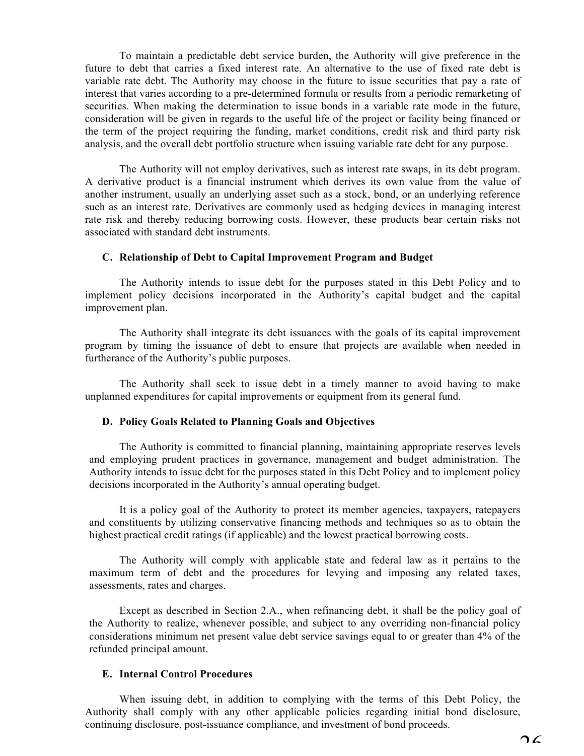To maintain a predictable debt service burden, the Authority will give preference in the future to debt that carries a fixed interest rate. An alternative to the use of fixed rate debt is variable rate debt. The Authority may choose in the future to issue securities that pay a rate of interest that varies according to a pre-determined formula or results from a periodic remarketing of securities. When making the determination to issue bonds in a variable rate mode in the future, consideration will be given in regards to the useful life of the project or facility being financed or the term of the project requiring the funding, market conditions, credit risk and third party risk analysis, and the overall debt portfolio structure when issuing variable rate debt for any purpose.

The Authority will not employ derivatives, such as interest rate swaps, in its debt program. A derivative product is a financial instrument which derives its own value from the value of another instrument, usually an underlying asset such as a stock, bond, or an underlying reference such as an interest rate. Derivatives are commonly used as hedging devices in managing interest rate risk and thereby reducing borrowing costs. However, these products bear certain risks not associated with standard debt instruments.

### C. Relationship of Debt to Capital Improvement Program and Budget

The Authority intends to issue debt for the purposes stated in this Debt Policy and to implement policy decisions incorporated in the Authority's capital budget and the capital improvement plan.

The Authority shall integrate its debt issuances with the goals of its capital improvement program by timing the issuance of debt to ensure that projects are available when needed in furtherance of the Authority's public purposes.

The Authority shall seek to issue debt in a timely manner to avoid having to make unplanned expenditures for capital improvements or equipment from its general fund.

### D. Policy Goals Related to Planning Goals and Objectives

The Authority is committed to financial planning, maintaining appropriate reserves levels and employing prudent practices in governance, management and budget administration. The Authority intends to issue debt for the purposes stated in this Debt Policy and to implement policy decisions incorporated in the Authority's annual operating budget.

It is a policy goal of the Authority to protect its member agencies, taxpayers, ratepayers and constituents by utilizing conservative financing methods and techniques so as to obtain the highest practical credit ratings (if applicable) and the lowest practical borrowing costs.

The Authority will comply with applicable state and federal law as it pertains to the maximum term of debt and the procedures for levying and imposing any related taxes, assessments, rates and charges.

Except as described in Section 2.A., when refinancing debt, it shall be the policy goal of the Authority to realize, whenever possible, and subject to any overriding non-financial policy considerations minimum net present value debt service savings equal to or greater than 4% of the refunded principal amount.

### E. Internal Control Procedures

When issuing debt, in addition to complying with the terms of this Debt Policy, the Authority shall comply with any other applicable policies regarding initial bond disclosure, continuing disclosure, post-issuance compliance, and investment of bond proceeds.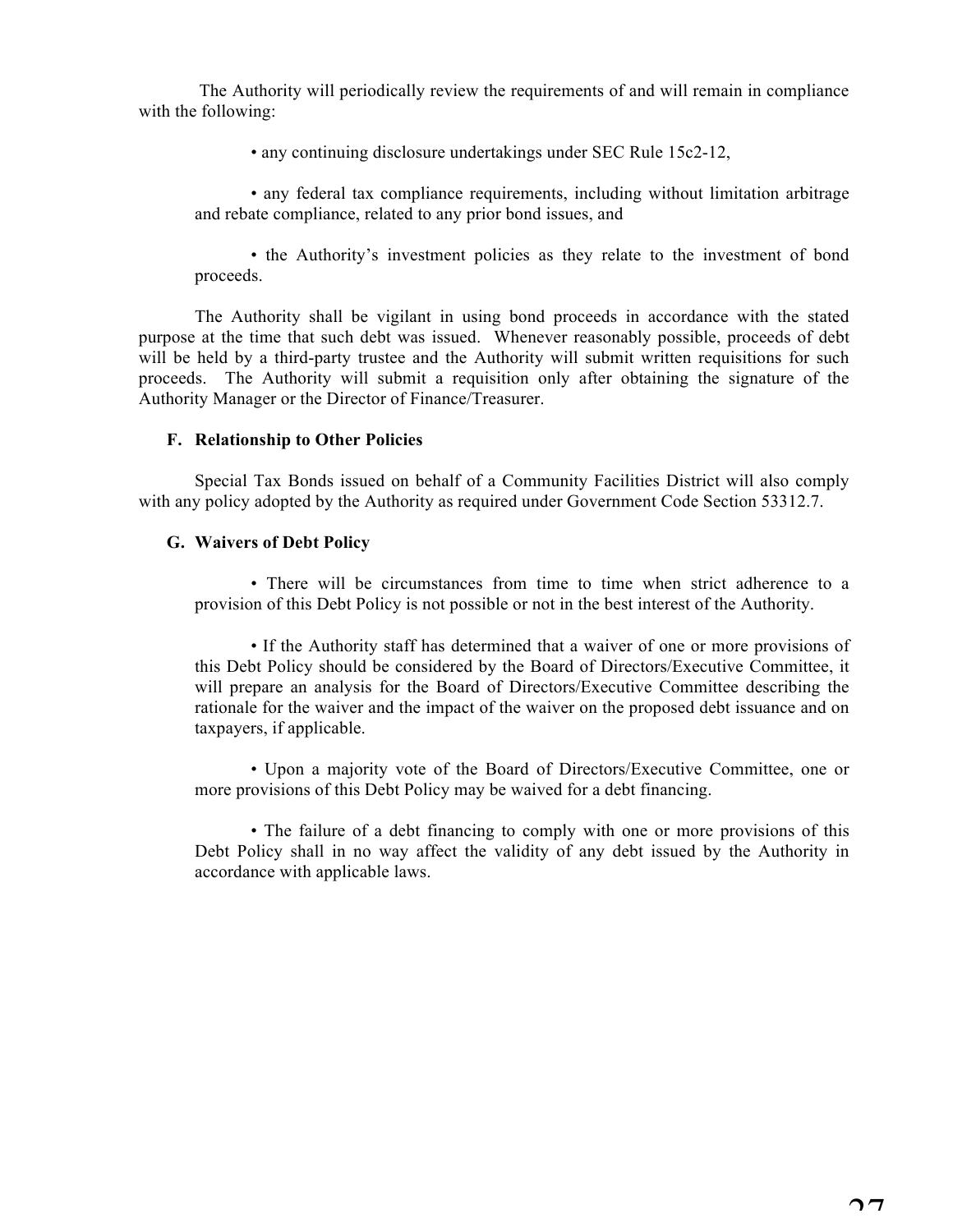The Authority will periodically review the requirements of and will remain in compliance with the following:

- any continuing disclosure undertakings under SEC Rule 15c2-12,
- any federal tax compliance requirements, including without limitation arbitrage and rebate compliance, related to any prior bond issues, and
- the Authority's investment policies as they relate to the investment of bond proceeds.

The Authority shall be vigilant in using bond proceeds in accordance with the stated purpose at the time that such debt was issued. Whenever reasonably possible, proceeds of debt will be held by a third-party trustee and the Authority will submit written requisitions for such proceeds. The Authority will submit a requisition only after obtaining the signature of the Authority Manager or the Director of Finance/Treasurer.

**F. Relationship to Other Policies**

Special Tax Bonds issued on behalf of a Community Facilities District will also comply with any policy adopted by the Authority as required under Government Code Section 53312.7.

**G. Waivers of Debt Policy**

- There will be circumstances from time to time when strict adherence to a provision of this Debt Policy is not possible or not in the best interest of the Authority.
- If the Authority staff has determined that a waiver of one or more provisions of this Debt Policy should be considered by the Board of Directors/Executive Committee, it will prepare an analysis for the Board of Directors/Executive Committee describing the rationale for the waiver and the impact of the waiver on the proposed debt issuance and on taxpayers, if applicable.
- Upon a majority vote of the Board of Directors/Executive Committee, one or more provisions of this Debt Policy may be waived for a debt financing.
- The failure of a debt financing to comply with one or more provisions of this Debt Policy shall in no way affect the validity of any debt issued by the Authority in accordance with applicable laws.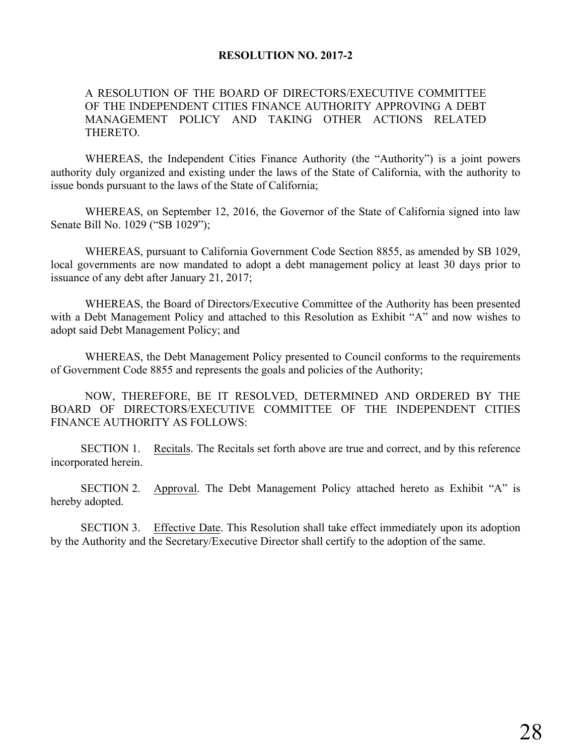**RESOLUTION NO. 2017-2**

A RESOLUTION OF THE BOARD OF DIRECTORS/EXECUTIVE COMMITTEE OF THE INDEPENDENT CITIES FINANCE AUTHORITY APPROVING A DEBT MANAGEMENT POLICY AND TAKING OTHER ACTIONS RELATED THERETO.

WHEREAS, the Independent Cities Finance Authority (the "Authority") is a joint powers authority duly organized and existing under the laws of the State of California, with the authority to issue bonds pursuant to the laws of the State of California;

WHEREAS, on September 12, 2016, the Governor of the State of California signed into law Senate Bill No. 1029 ("SB 1029");

WHEREAS, pursuant to California Government Code Section 8855, as amended by SB 1029, local governments are now mandated to adopt a debt management policy at least 30 days prior to issuance of any debt after January 21, 2017;

WHEREAS, the Board of Directors/Executive Committee of the Authority has been presented with a Debt Management Policy and attached to this Resolution as Exhibit "A" and now wishes to adopt said Debt Management Policy; and

WHEREAS, the Debt Management Policy presented to Council conforms to the requirements of Government Code 8855 and represents the goals and policies of the Authority;

NOW, THEREFORE, BE IT RESOLVED, DETERMINED AND ORDERED BY THE BOARD OF DIRECTORS/EXECUTIVE COMMITTEE OF THE INDEPENDENT CITIES FINANCE AUTHORITY AS FOLLOWS:

SECTION 1. Recitals. The Recitals set forth above are true and correct, and by this reference incorporated herein.

SECTION 2. Approval. The Debt Management Policy attached hereto as Exhibit "A" is hereby adopted.

SECTION 3. Effective Date. This Resolution shall take effect immediately upon its adoption by the Authority and the Secretary/Executive Director shall certify to the adoption of the same.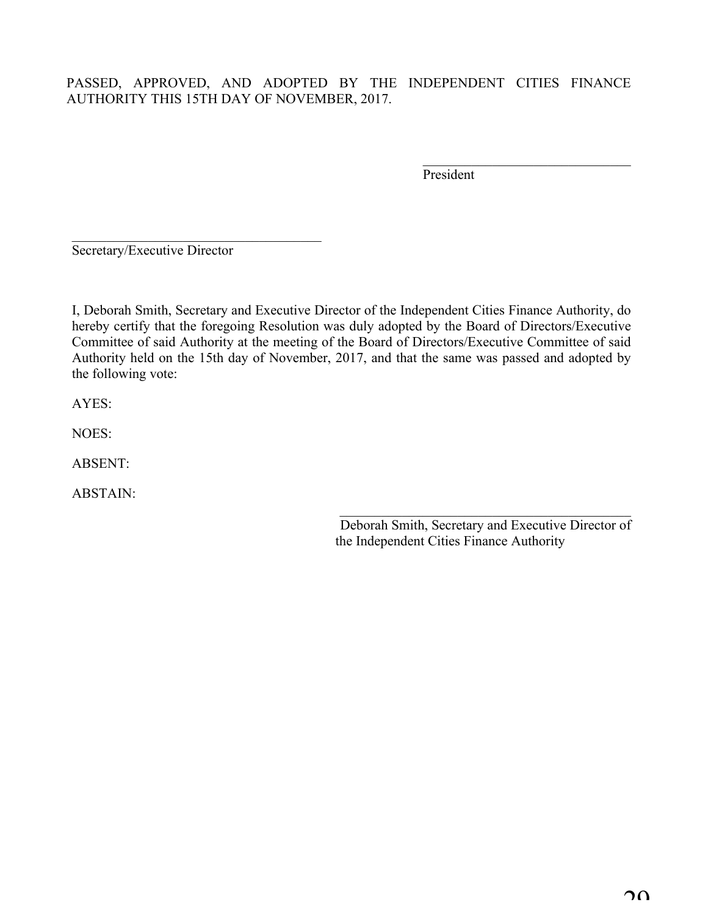PASSED, APPROVED, AND ADOPTED BY THE INDEPENDENT CITIES FINANCE AUTHORITY THIS 15TH DAY OF NOVEMBER, 2017.

\_\_\_\_\_\_\_\_\_\_\_\_\_\_\_\_\_\_\_\_\_\_\_\_\_\_\_\_\_\_
President

\_\_\_\_\_\_\_\_\_\_\_\_\_\_\_\_\_\_\_\_\_\_\_\_\_\_\_\_\_\_\_\_\_\_\_\_
Secretary/Executive Director

I, Deborah Smith, Secretary and Executive Director of the Independent Cities Finance Authority, do hereby certify that the foregoing Resolution was duly adopted by the Board of Directors/Executive Committee of said Authority at the meeting of the Board of Directors/Executive Committee of said Authority held on the 15th day of November, 2017, and that the same was passed and adopted by the following vote:

AYES:

NOES:

ABSENT:

ABSTAIN:

\_\_\_\_\_\_\_\_\_\_\_\_\_\_\_\_\_\_\_\_\_\_\_\_\_\_\_\_\_\_\_\_\_\_\_\_\_\_\_\_\_\_
Deborah Smith, Secretary and Executive Director of the Independent Cities Finance Authority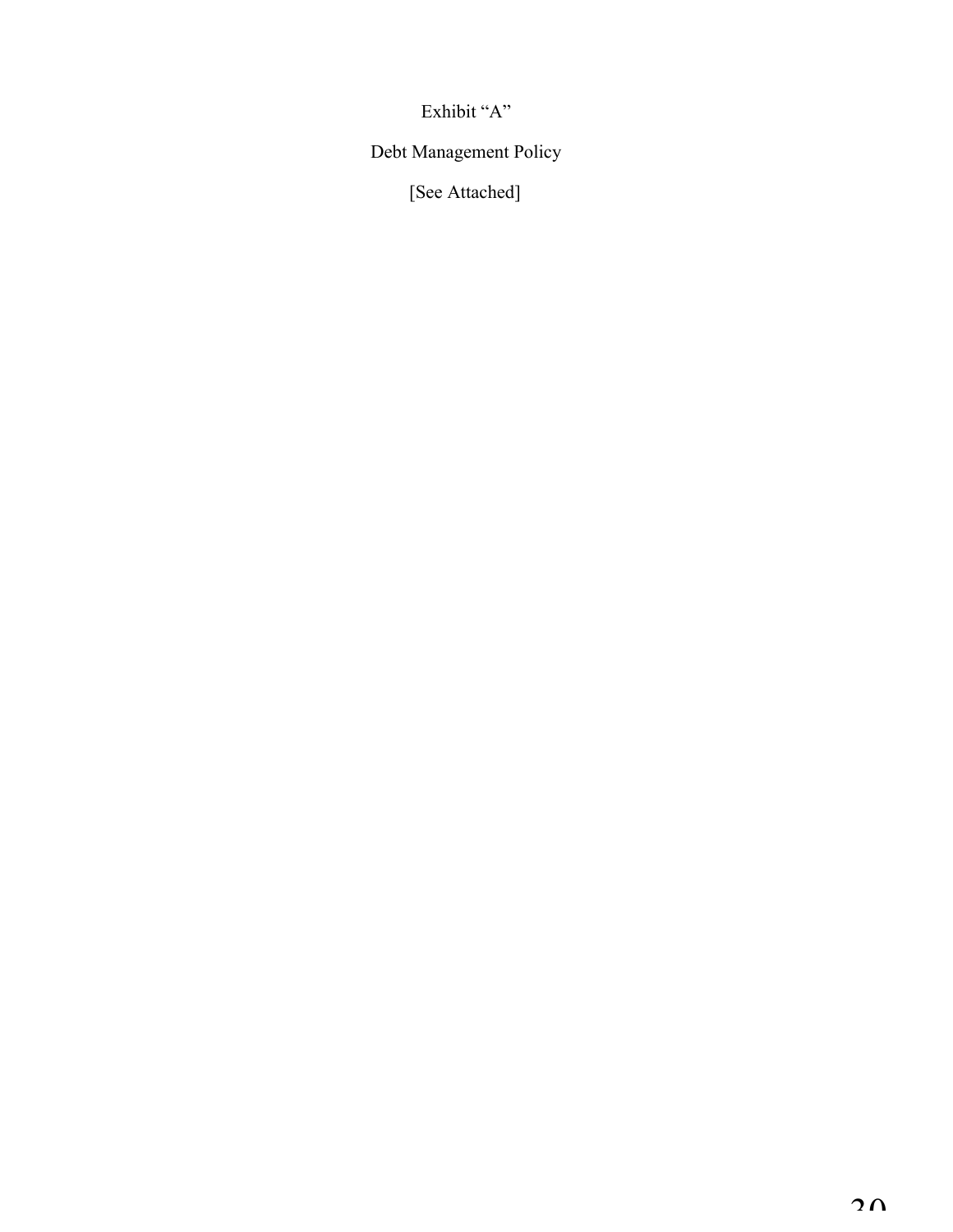Exhibit "A"

Debt Management Policy

[See Attached]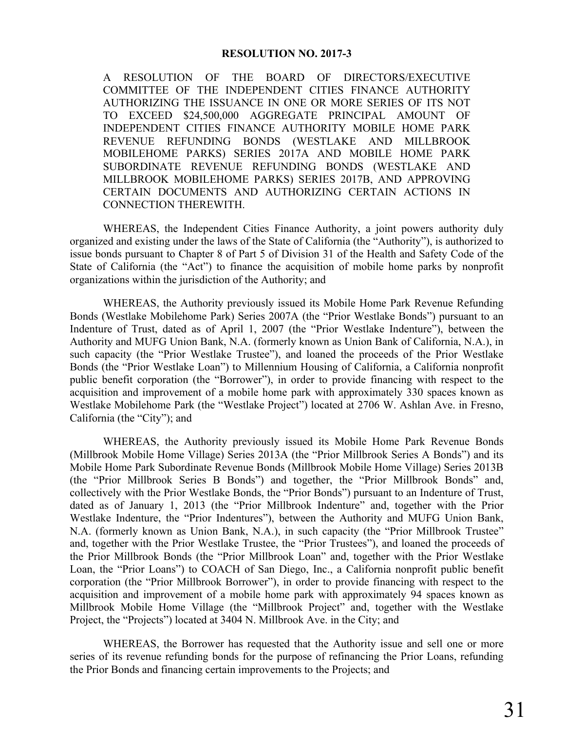**RESOLUTION NO. 2017-3**

A RESOLUTION OF THE BOARD OF DIRECTORS/EXECUTIVE COMMITTEE OF THE INDEPENDENT CITIES FINANCE AUTHORITY AUTHORIZING THE ISSUANCE IN ONE OR MORE SERIES OF ITS NOT TO EXCEED $24,500,000 AGGREGATE PRINCIPAL AMOUNT OF INDEPENDENT CITIES FINANCE AUTHORITY MOBILE HOME PARK REVENUE REFUNDING BONDS (WESTLAKE AND MILLBROOK MOBILEHOME PARKS) SERIES 2017A AND MOBILE HOME PARK SUBORDINATE REVENUE REFUNDING BONDS (WESTLAKE AND MILLBROOK MOBILEHOME PARKS) SERIES 2017B, AND APPROVING CERTAIN DOCUMENTS AND AUTHORIZING CERTAIN ACTIONS IN CONNECTION THEREWITH.

WHEREAS, the Independent Cities Finance Authority, a joint powers authority duly organized and existing under the laws of the State of California (the "Authority"), is authorized to issue bonds pursuant to Chapter 8 of Part 5 of Division 31 of the Health and Safety Code of the State of California (the "Act") to finance the acquisition of mobile home parks by nonprofit organizations within the jurisdiction of the Authority; and

WHEREAS, the Authority previously issued its Mobile Home Park Revenue Refunding Bonds (Westlake Mobilehome Park) Series 2007A (the "Prior Westlake Bonds") pursuant to an Indenture of Trust, dated as of April 1, 2007 (the "Prior Westlake Indenture"), between the Authority and MUFG Union Bank, N.A. (formerly known as Union Bank of California, N.A.), in such capacity (the "Prior Westlake Trustee"), and loaned the proceeds of the Prior Westlake Bonds (the "Prior Westlake Loan") to Millennium Housing of California, a California nonprofit public benefit corporation (the "Borrower"), in order to provide financing with respect to the acquisition and improvement of a mobile home park with approximately 330 spaces known as Westlake Mobilehome Park (the "Westlake Project") located at 2706 W. Ashlan Ave. in Fresno, California (the "City"); and

WHEREAS, the Authority previously issued its Mobile Home Park Revenue Bonds (Millbrook Mobile Home Village) Series 2013A (the "Prior Millbrook Series A Bonds") and its Mobile Home Park Subordinate Revenue Bonds (Millbrook Mobile Home Village) Series 2013B (the "Prior Millbrook Series B Bonds") and together, the "Prior Millbrook Bonds" and, collectively with the Prior Westlake Bonds, the "Prior Bonds") pursuant to an Indenture of Trust, dated as of January 1, 2013 (the "Prior Millbrook Indenture" and, together with the Prior Westlake Indenture, the "Prior Indentures"), between the Authority and MUFG Union Bank, N.A. (formerly known as Union Bank, N.A.), in such capacity (the "Prior Millbrook Trustee" and, together with the Prior Westlake Trustee, the "Prior Trustees"), and loaned the proceeds of the Prior Millbrook Bonds (the "Prior Millbrook Loan" and, together with the Prior Westlake Loan, the "Prior Loans") to COACH of San Diego, Inc., a California nonprofit public benefit corporation (the "Prior Millbrook Borrower"), in order to provide financing with respect to the acquisition and improvement of a mobile home park with approximately 94 spaces known as Millbrook Mobile Home Village (the "Millbrook Project" and, together with the Westlake Project, the "Projects") located at 3404 N. Millbrook Ave. in the City; and

WHEREAS, the Borrower has requested that the Authority issue and sell one or more series of its revenue refunding bonds for the purpose of refinancing the Prior Loans, refunding the Prior Bonds and financing certain improvements to the Projects; and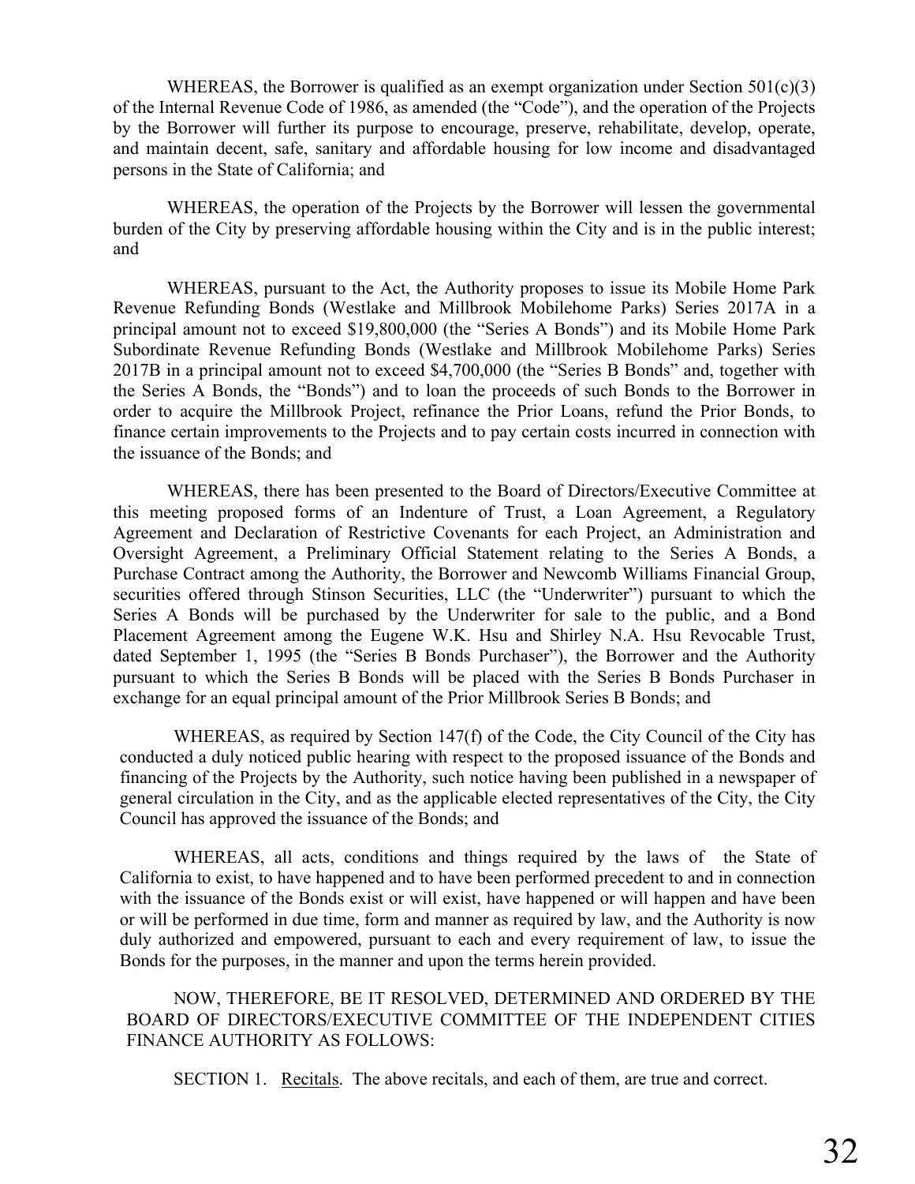WHEREAS, the Borrower is qualified as an exempt organization under Section 501(c)(3) of the Internal Revenue Code of 1986, as amended (the "Code"), and the operation of the Projects by the Borrower will further its purpose to encourage, preserve, rehabilitate, develop, operate, and maintain decent, safe, sanitary and affordable housing for low income and disadvantaged persons in the State of California; and

WHEREAS, the operation of the Projects by the Borrower will lessen the governmental burden of the City by preserving affordable housing within the City and is in the public interest; and

WHEREAS, pursuant to the Act, the Authority proposes to issue its Mobile Home Park Revenue Refunding Bonds (Westlake and Millbrook Mobilehome Parks) Series 2017A in a principal amount not to exceed $19,800,000 (the "Series A Bonds") and its Mobile Home Park Subordinate Revenue Refunding Bonds (Westlake and Millbrook Mobilehome Parks) Series 2017B in a principal amount not to exceed $4,700,000 (the "Series B Bonds" and, together with the Series A Bonds, the "Bonds") and to loan the proceeds of such Bonds to the Borrower in order to acquire the Millbrook Project, refinance the Prior Loans, refund the Prior Bonds, to finance certain improvements to the Projects and to pay certain costs incurred in connection with the issuance of the Bonds; and

WHEREAS, there has been presented to the Board of Directors/Executive Committee at this meeting proposed forms of an Indenture of Trust, a Loan Agreement, a Regulatory Agreement and Declaration of Restrictive Covenants for each Project, an Administration and Oversight Agreement, a Preliminary Official Statement relating to the Series A Bonds, a Purchase Contract among the Authority, the Borrower and Newcomb Williams Financial Group, securities offered through Stinson Securities, LLC (the "Underwriter") pursuant to which the Series A Bonds will be purchased by the Underwriter for sale to the public, and a Bond Placement Agreement among the Eugene W.K. Hsu and Shirley N.A. Hsu Revocable Trust, dated September 1, 1995 (the "Series B Bonds Purchaser"), the Borrower and the Authority pursuant to which the Series B Bonds will be placed with the Series B Bonds Purchaser in exchange for an equal principal amount of the Prior Millbrook Series B Bonds; and

WHEREAS, as required by Section 147(f) of the Code, the City Council of the City has conducted a duly noticed public hearing with respect to the proposed issuance of the Bonds and financing of the Projects by the Authority, such notice having been published in a newspaper of general circulation in the City, and as the applicable elected representatives of the City, the City Council has approved the issuance of the Bonds; and

WHEREAS, all acts, conditions and things required by the laws of the State of California to exist, to have happened and to have been performed precedent to and in connection with the issuance of the Bonds exist or will exist, have happened or will happen and have been or will be performed in due time, form and manner as required by law, and the Authority is now duly authorized and empowered, pursuant to each and every requirement of law, to issue the Bonds for the purposes, in the manner and upon the terms herein provided.

NOW, THEREFORE, BE IT RESOLVED, DETERMINED AND ORDERED BY THE BOARD OF DIRECTORS/EXECUTIVE COMMITTEE OF THE INDEPENDENT CITIES FINANCE AUTHORITY AS FOLLOWS:

SECTION 1. Recitals. The above recitals, and each of them, are true and correct.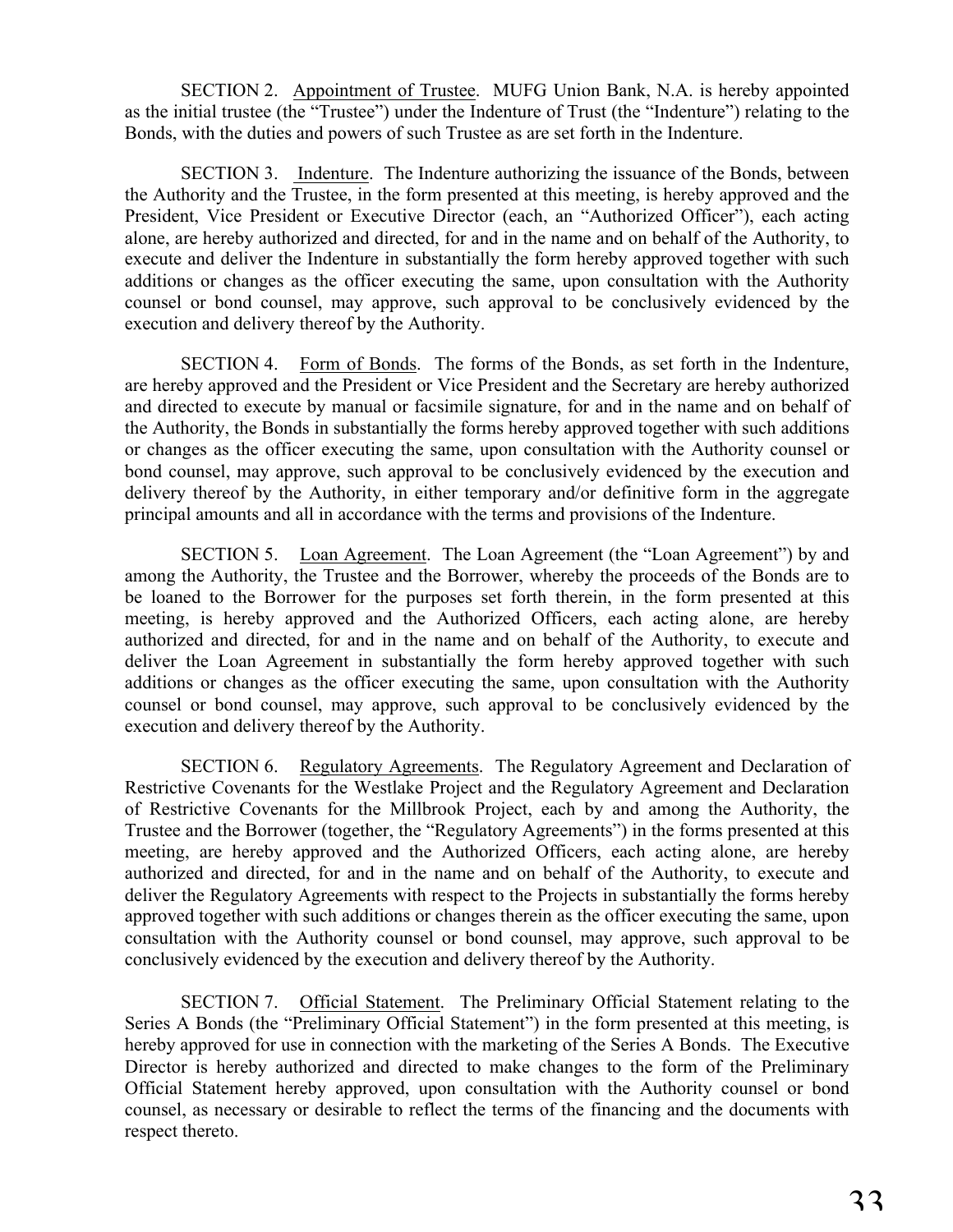SECTION 2. Appointment of Trustee. MUFG Union Bank, N.A. is hereby appointed as the initial trustee (the "Trustee") under the Indenture of Trust (the "Indenture") relating to the Bonds, with the duties and powers of such Trustee as are set forth in the Indenture.

SECTION 3. Indenture. The Indenture authorizing the issuance of the Bonds, between the Authority and the Trustee, in the form presented at this meeting, is hereby approved and the President, Vice President or Executive Director (each, an "Authorized Officer"), each acting alone, are hereby authorized and directed, for and in the name and on behalf of the Authority, to execute and deliver the Indenture in substantially the form hereby approved together with such additions or changes as the officer executing the same, upon consultation with the Authority counsel or bond counsel, may approve, such approval to be conclusively evidenced by the execution and delivery thereof by the Authority.

SECTION 4. Form of Bonds. The forms of the Bonds, as set forth in the Indenture, are hereby approved and the President or Vice President and the Secretary are hereby authorized and directed to execute by manual or facsimile signature, for and in the name and on behalf of the Authority, the Bonds in substantially the forms hereby approved together with such additions or changes as the officer executing the same, upon consultation with the Authority counsel or bond counsel, may approve, such approval to be conclusively evidenced by the execution and delivery thereof by the Authority, in either temporary and/or definitive form in the aggregate principal amounts and all in accordance with the terms and provisions of the Indenture.

SECTION 5. Loan Agreement. The Loan Agreement (the "Loan Agreement") by and among the Authority, the Trustee and the Borrower, whereby the proceeds of the Bonds are to be loaned to the Borrower for the purposes set forth therein, in the form presented at this meeting, is hereby approved and the Authorized Officers, each acting alone, are hereby authorized and directed, for and in the name and on behalf of the Authority, to execute and deliver the Loan Agreement in substantially the form hereby approved together with such additions or changes as the officer executing the same, upon consultation with the Authority counsel or bond counsel, may approve, such approval to be conclusively evidenced by the execution and delivery thereof by the Authority.

SECTION 6. Regulatory Agreements. The Regulatory Agreement and Declaration of Restrictive Covenants for the Westlake Project and the Regulatory Agreement and Declaration of Restrictive Covenants for the Millbrook Project, each by and among the Authority, the Trustee and the Borrower (together, the "Regulatory Agreements") in the forms presented at this meeting, are hereby approved and the Authorized Officers, each acting alone, are hereby authorized and directed, for and in the name and on behalf of the Authority, to execute and deliver the Regulatory Agreements with respect to the Projects in substantially the forms hereby approved together with such additions or changes therein as the officer executing the same, upon consultation with the Authority counsel or bond counsel, may approve, such approval to be conclusively evidenced by the execution and delivery thereof by the Authority.

SECTION 7. Official Statement. The Preliminary Official Statement relating to the Series A Bonds (the "Preliminary Official Statement") in the form presented at this meeting, is hereby approved for use in connection with the marketing of the Series A Bonds. The Executive Director is hereby authorized and directed to make changes to the form of the Preliminary Official Statement hereby approved, upon consultation with the Authority counsel or bond counsel, as necessary or desirable to reflect the terms of the financing and the documents with respect thereto.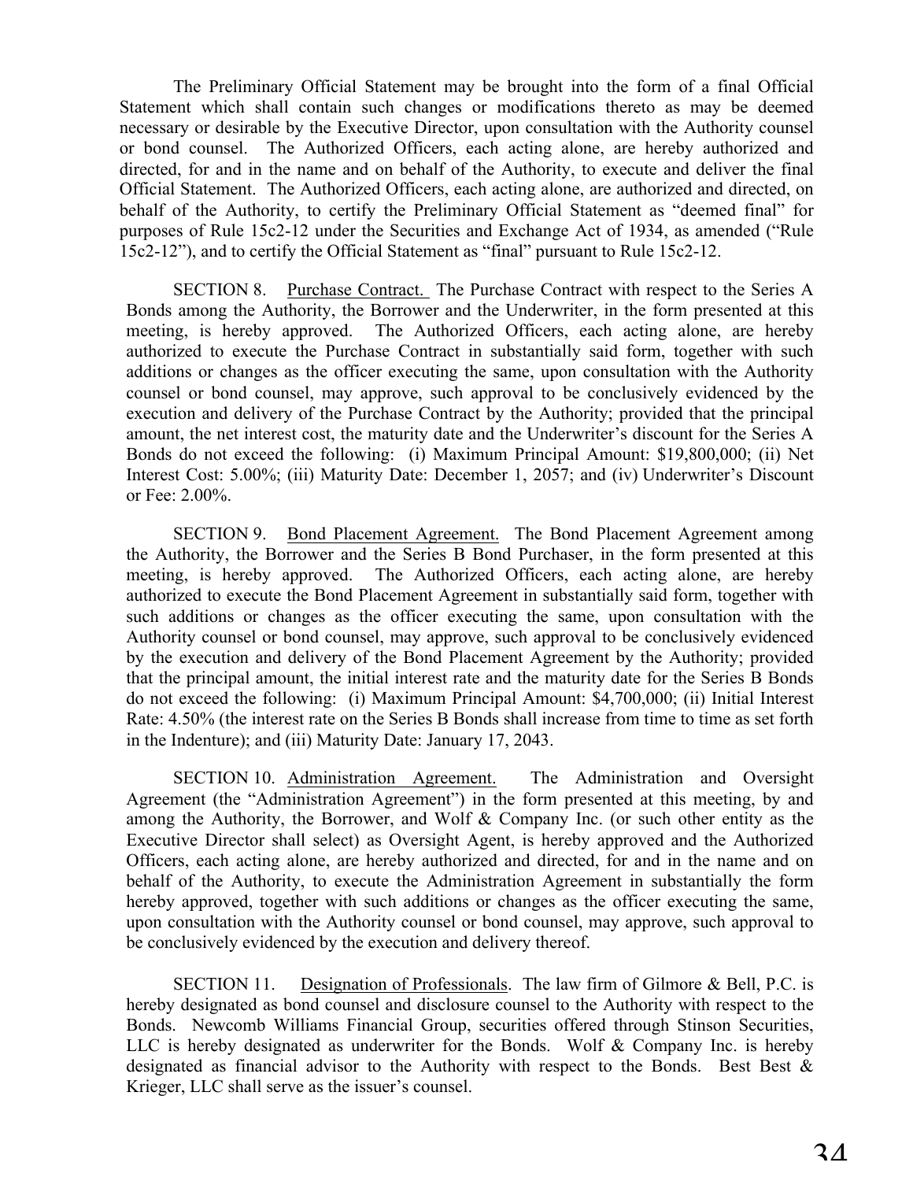The Preliminary Official Statement may be brought into the form of a final Official Statement which shall contain such changes or modifications thereto as may be deemed necessary or desirable by the Executive Director, upon consultation with the Authority counsel or bond counsel. The Authorized Officers, each acting alone, are hereby authorized and directed, for and in the name and on behalf of the Authority, to execute and deliver the final Official Statement. The Authorized Officers, each acting alone, are authorized and directed, on behalf of the Authority, to certify the Preliminary Official Statement as "deemed final" for purposes of Rule 15c2-12 under the Securities and Exchange Act of 1934, as amended ("Rule 15c2-12"), and to certify the Official Statement as "final" pursuant to Rule 15c2-12.

SECTION 8. Purchase Contract. The Purchase Contract with respect to the Series A Bonds among the Authority, the Borrower and the Underwriter, in the form presented at this meeting, is hereby approved. The Authorized Officers, each acting alone, are hereby authorized to execute the Purchase Contract in substantially said form, together with such additions or changes as the officer executing the same, upon consultation with the Authority counsel or bond counsel, may approve, such approval to be conclusively evidenced by the execution and delivery of the Purchase Contract by the Authority; provided that the principal amount, the net interest cost, the maturity date and the Underwriter's discount for the Series A Bonds do not exceed the following: (i) Maximum Principal Amount: $19,800,000; (ii) Net Interest Cost: 5.00%; (iii) Maturity Date: December 1, 2057; and (iv) Underwriter's Discount or Fee: 2.00%.

SECTION 9. Bond Placement Agreement. The Bond Placement Agreement among the Authority, the Borrower and the Series B Bond Purchaser, in the form presented at this meeting, is hereby approved. The Authorized Officers, each acting alone, are hereby authorized to execute the Bond Placement Agreement in substantially said form, together with such additions or changes as the officer executing the same, upon consultation with the Authority counsel or bond counsel, may approve, such approval to be conclusively evidenced by the execution and delivery of the Bond Placement Agreement by the Authority; provided that the principal amount, the initial interest rate and the maturity date for the Series B Bonds do not exceed the following: (i) Maximum Principal Amount: $4,700,000; (ii) Initial Interest Rate: 4.50% (the interest rate on the Series B Bonds shall increase from time to time as set forth in the Indenture); and (iii) Maturity Date: January 17, 2043.

SECTION 10. Administration Agreement. The Administration and Oversight Agreement (the "Administration Agreement") in the form presented at this meeting, by and among the Authority, the Borrower, and Wolf & Company Inc. (or such other entity as the Executive Director shall select) as Oversight Agent, is hereby approved and the Authorized Officers, each acting alone, are hereby authorized and directed, for and in the name and on behalf of the Authority, to execute the Administration Agreement in substantially the form hereby approved, together with such additions or changes as the officer executing the same, upon consultation with the Authority counsel or bond counsel, may approve, such approval to be conclusively evidenced by the execution and delivery thereof.

SECTION 11. Designation of Professionals. The law firm of Gilmore & Bell, P.C. is hereby designated as bond counsel and disclosure counsel to the Authority with respect to the Bonds. Newcomb Williams Financial Group, securities offered through Stinson Securities, LLC is hereby designated as underwriter for the Bonds. Wolf & Company Inc. is hereby designated as financial advisor to the Authority with respect to the Bonds. Best Best & Krieger, LLC shall serve as the issuer's counsel.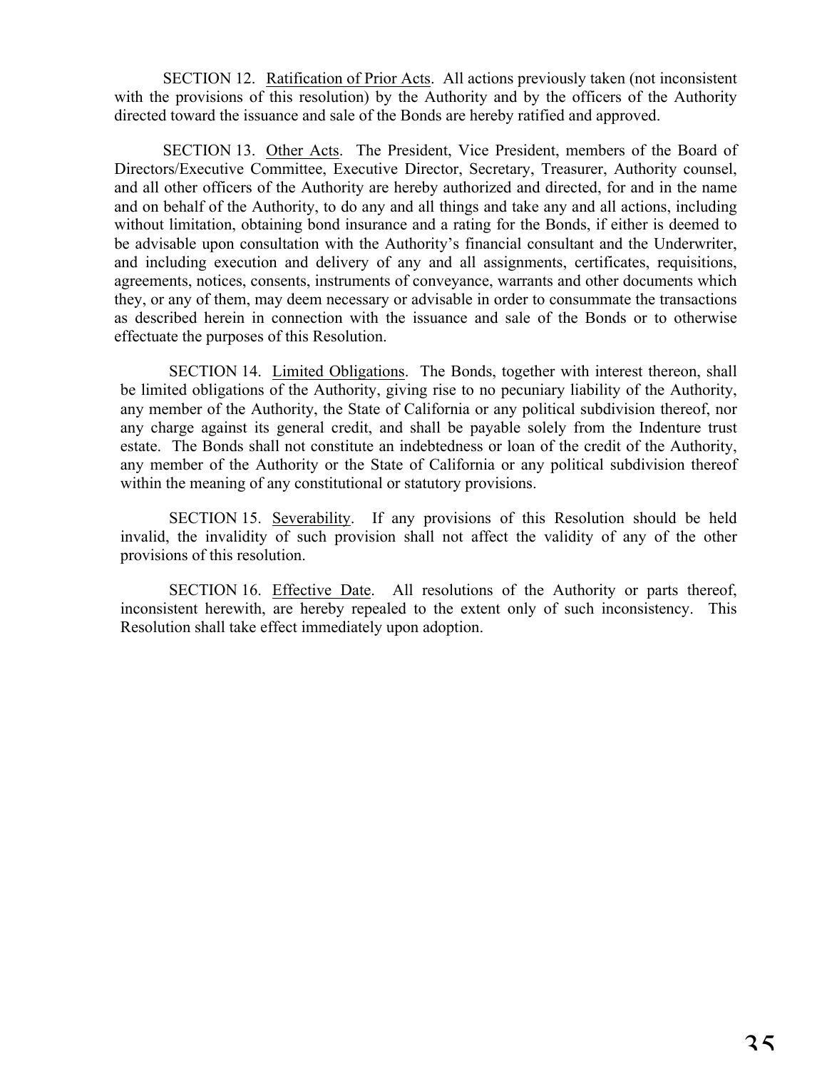SECTION 12. Ratification of Prior Acts. All actions previously taken (not inconsistent with the provisions of this resolution) by the Authority and by the officers of the Authority directed toward the issuance and sale of the Bonds are hereby ratified and approved.

SECTION 13. Other Acts. The President, Vice President, members of the Board of Directors/Executive Committee, Executive Director, Secretary, Treasurer, Authority counsel, and all other officers of the Authority are hereby authorized and directed, for and in the name and on behalf of the Authority, to do any and all things and take any and all actions, including without limitation, obtaining bond insurance and a rating for the Bonds, if either is deemed to be advisable upon consultation with the Authority's financial consultant and the Underwriter, and including execution and delivery of any and all assignments, certificates, requisitions, agreements, notices, consents, instruments of conveyance, warrants and other documents which they, or any of them, may deem necessary or advisable in order to consummate the transactions as described herein in connection with the issuance and sale of the Bonds or to otherwise effectuate the purposes of this Resolution.

SECTION 14. Limited Obligations. The Bonds, together with interest thereon, shall be limited obligations of the Authority, giving rise to no pecuniary liability of the Authority, any member of the Authority, the State of California or any political subdivision thereof, nor any charge against its general credit, and shall be payable solely from the Indenture trust estate. The Bonds shall not constitute an indebtedness or loan of the credit of the Authority, any member of the Authority or the State of California or any political subdivision thereof within the meaning of any constitutional or statutory provisions.

SECTION 15. Severability. If any provisions of this Resolution should be held invalid, the invalidity of such provision shall not affect the validity of any of the other provisions of this resolution.

SECTION 16. Effective Date. All resolutions of the Authority or parts thereof, inconsistent herewith, are hereby repealed to the extent only of such inconsistency. This Resolution shall take effect immediately upon adoption.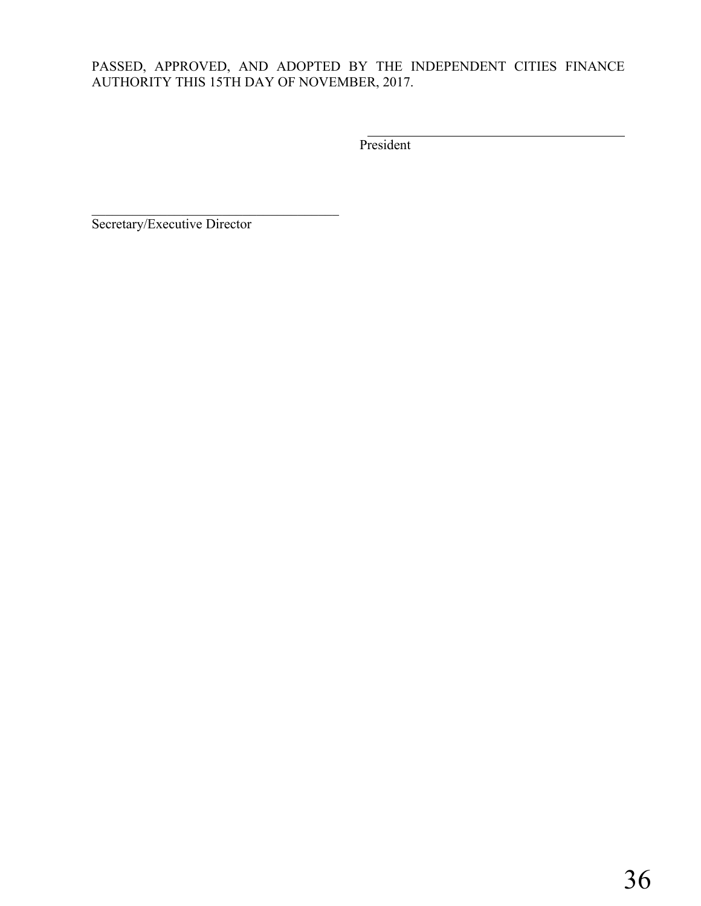PASSED, APPROVED, AND ADOPTED BY THE INDEPENDENT CITIES FINANCE AUTHORITY THIS 15TH DAY OF NOVEMBER, 2017.

\_\_\_\_\_\_\_\_\_\_\_\_\_\_\_\_\_\_\_\_\_\_\_\_\_\_\_\_\_\_\_\_\_\_\_\_\_\_\_\_
President

\_\_\_\_\_\_\_\_\_\_\_\_\_\_\_\_\_\_\_\_\_\_\_\_\_\_\_\_\_\_\_\_\_\_\_\_\_\_\_\_
Secretary/Executive Director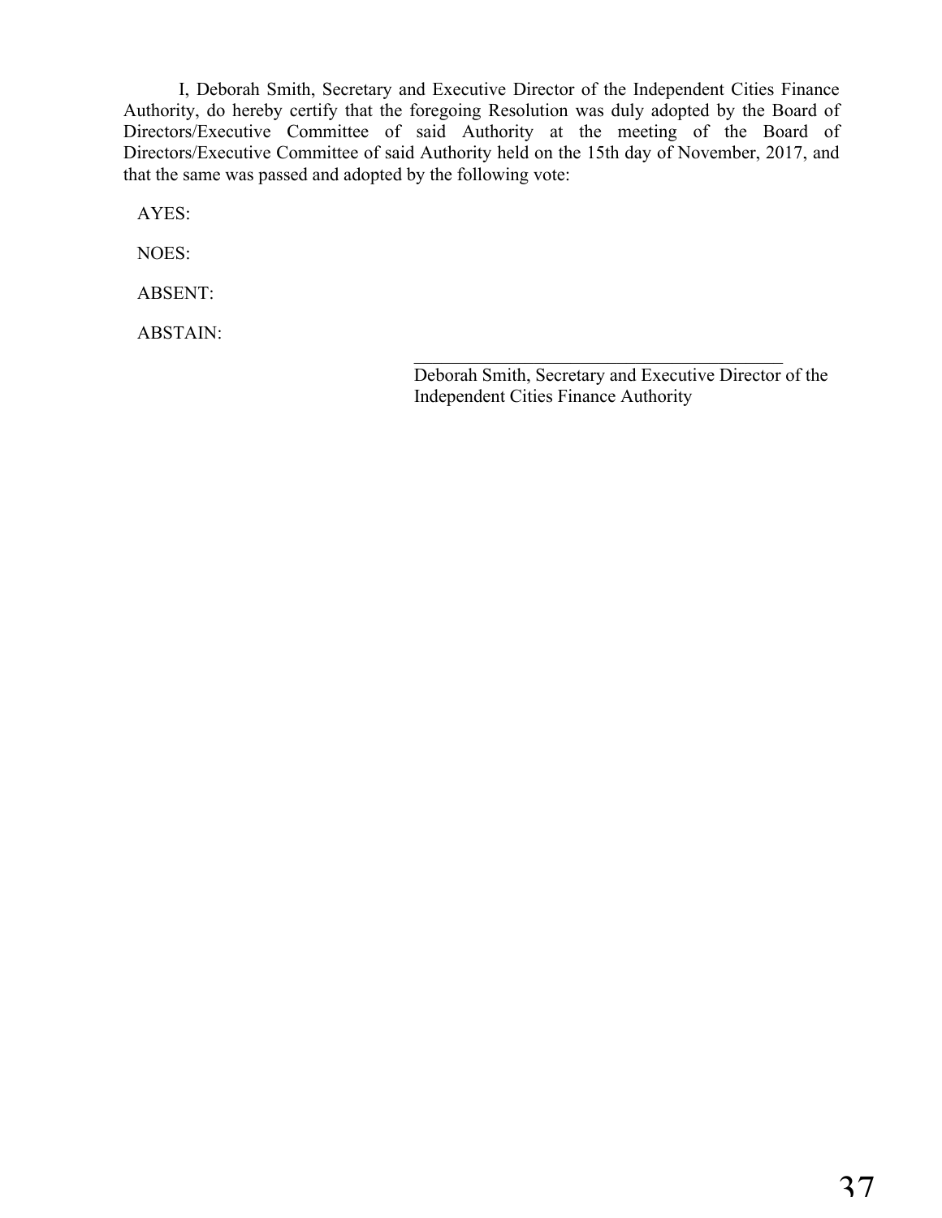I, Deborah Smith, Secretary and Executive Director of the Independent Cities Finance Authority, do hereby certify that the foregoing Resolution was duly adopted by the Board of Directors/Executive Committee of said Authority at the meeting of the Board of Directors/Executive Committee of said Authority held on the 15th day of November, 2017, and that the same was passed and adopted by the following vote:

AYES:

NOES:

ABSENT:

ABSTAIN:

\_\_\_\_\_\_\_\_\_\_\_\_\_\_\_\_\_\_\_\_\_\_\_\_\_\_\_\_\_\_\_\_\_\_\_\_\_\_\_\_

Deborah Smith, Secretary and Executive Director of the Independent Cities Finance Authority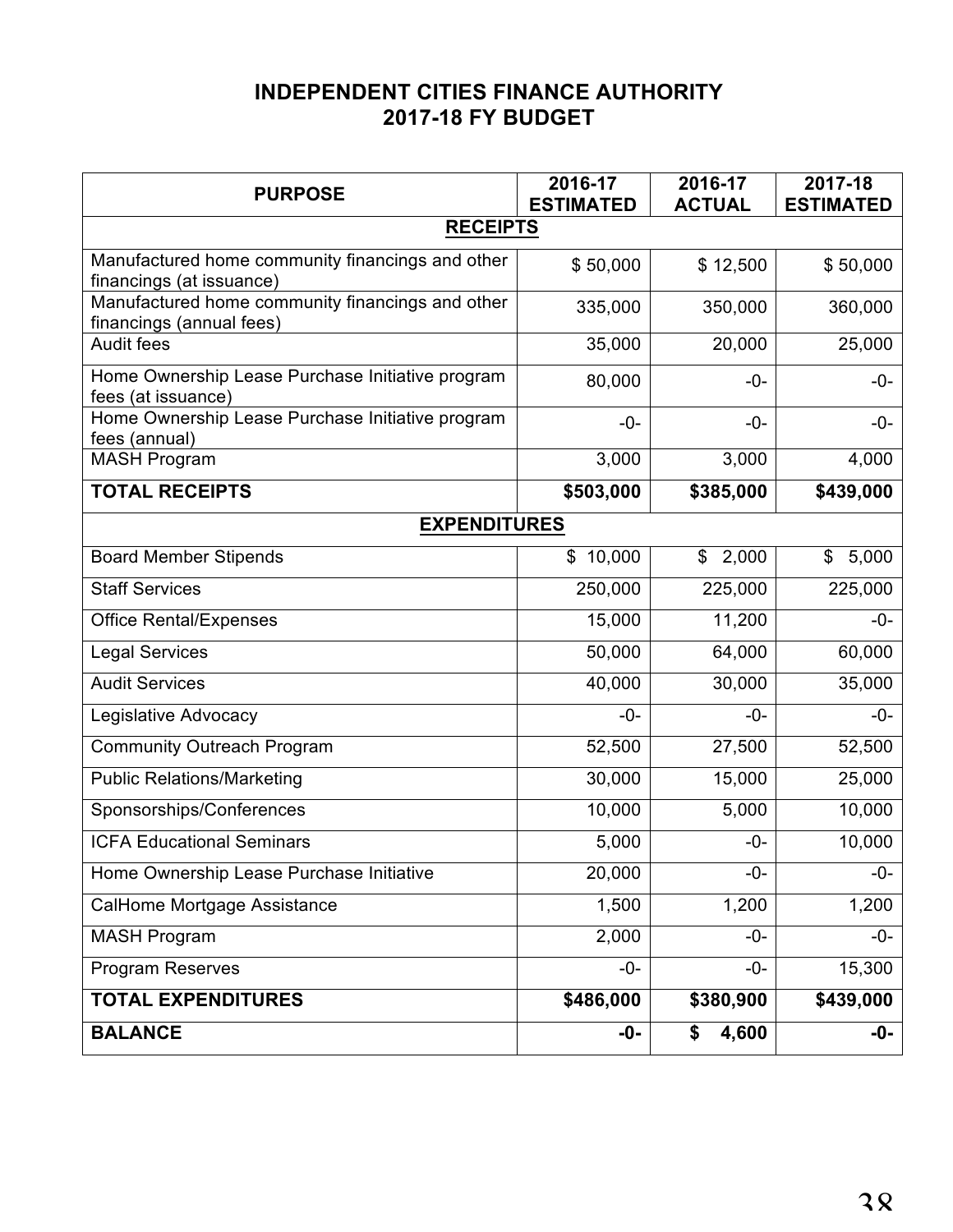# INDEPENDENT CITIES FINANCE AUTHORITY
## 2017-18 FY BUDGET

| PURPOSE | 2016-17 ESTIMATED | 2016-17 ACTUAL | 2017-18 ESTIMATED |
|---|---|---|---|
| **RECEIPTS** | | | |
| Manufactured home community financings and other financings (at issuance) | $ 50,000 | $ 12,500 | $ 50,000 |
| Manufactured home community financings and other financings (annual fees) | 335,000 | 350,000 | 360,000 |
| Audit fees | 35,000 | 20,000 | 25,000 |
| Home Ownership Lease Purchase Initiative program fees (at issuance) | 80,000 | -0- | -0- |
| Home Ownership Lease Purchase Initiative program fees (annual) | -0- | -0- | -0- |
| MASH Program | 3,000 | 3,000 | 4,000 |
| **TOTAL RECEIPTS** | **$503,000** | **$385,000** | **$439,000** |
| **EXPENDITURES** | | | |
| Board Member Stipends | $ 10,000 | $ 2,000 | $ 5,000 |
| Staff Services | 250,000 | 225,000 | 225,000 |
| Office Rental/Expenses | 15,000 | 11,200 | -0- |
| Legal Services | 50,000 | 64,000 | 60,000 |
| Audit Services | 40,000 | 30,000 | 35,000 |
| Legislative Advocacy | -0- | -0- | -0- |
| Community Outreach Program | 52,500 | 27,500 | 52,500 |
| Public Relations/Marketing | 30,000 | 15,000 | 25,000 |
| Sponsorships/Conferences | 10,000 | 5,000 | 10,000 |
| ICFA Educational Seminars | 5,000 | -0- | 10,000 |
| Home Ownership Lease Purchase Initiative | 20,000 | -0- | -0- |
| CalHome Mortgage Assistance | 1,500 | 1,200 | 1,200 |
| MASH Program | 2,000 | -0- | -0- |
| Program Reserves | -0- | -0- | 15,300 |
| **TOTAL EXPENDITURES** | **$486,000** | **$380,900** | **$439,000** |
| **BALANCE** | **-0-** | **$ 4,600** | **-0-** |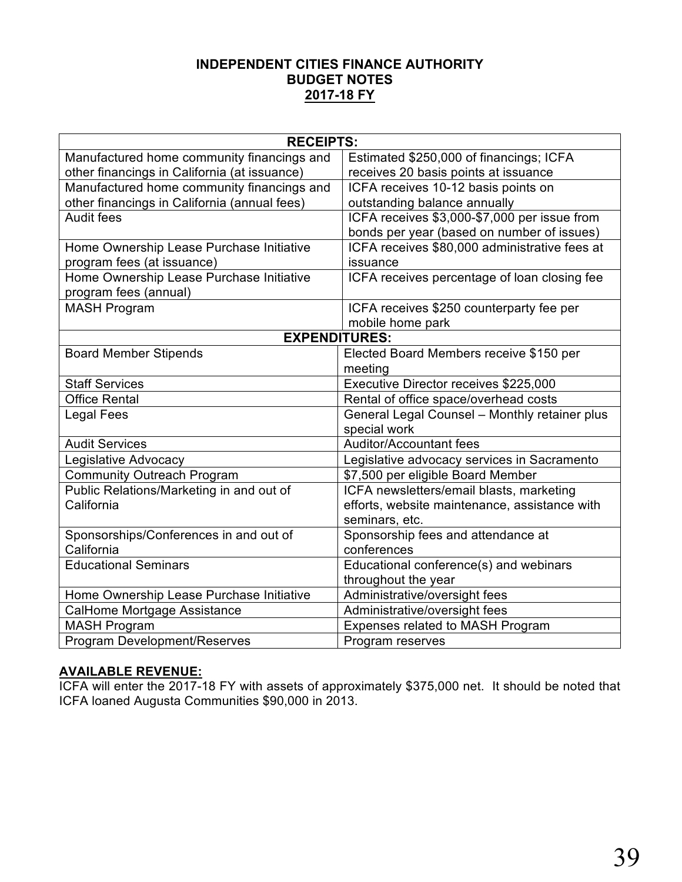**INDEPENDENT CITIES FINANCE AUTHORITY**
**BUDGET NOTES**
**2017-18 FY**

| | |
|---|---|
| **RECEIPTS:** | |
| Manufactured home community financings and other financings in California (at issuance) | Estimated $250,000 of financings; ICFA receives 20 basis points at issuance |
| Manufactured home community financings and other financings in California (annual fees) | ICFA receives 10-12 basis points on outstanding balance annually |
| Audit fees | ICFA receives $3,000-$7,000 per issue from bonds per year (based on number of issues) |
| Home Ownership Lease Purchase Initiative program fees (at issuance) | ICFA receives $80,000 administrative fees at issuance |
| Home Ownership Lease Purchase Initiative program fees (annual) | ICFA receives percentage of loan closing fee |
| MASH Program | ICFA receives $250 counterparty fee per mobile home park |
| **EXPENDITURES:** | |
| Board Member Stipends | Elected Board Members receive $150 per meeting |
| Staff Services | Executive Director receives $225,000 |
| Office Rental | Rental of office space/overhead costs |
| Legal Fees | General Legal Counsel – Monthly retainer plus special work |
| Audit Services | Auditor/Accountant fees |
| Legislative Advocacy | Legislative advocacy services in Sacramento |
| Community Outreach Program | $7,500 per eligible Board Member |
| Public Relations/Marketing in and out of California | ICFA newsletters/email blasts, marketing efforts, website maintenance, assistance with seminars, etc. |
| Sponsorships/Conferences in and out of California | Sponsorship fees and attendance at conferences |
| Educational Seminars | Educational conference(s) and webinars throughout the year |
| Home Ownership Lease Purchase Initiative | Administrative/oversight fees |
| CalHome Mortgage Assistance | Administrative/oversight fees |
| MASH Program | Expenses related to MASH Program |
| Program Development/Reserves | Program reserves |

**AVAILABLE REVENUE:**

ICFA will enter the 2017-18 FY with assets of approximately $375,000 net. It should be noted that ICFA loaned Augusta Communities $90,000 in 2013.